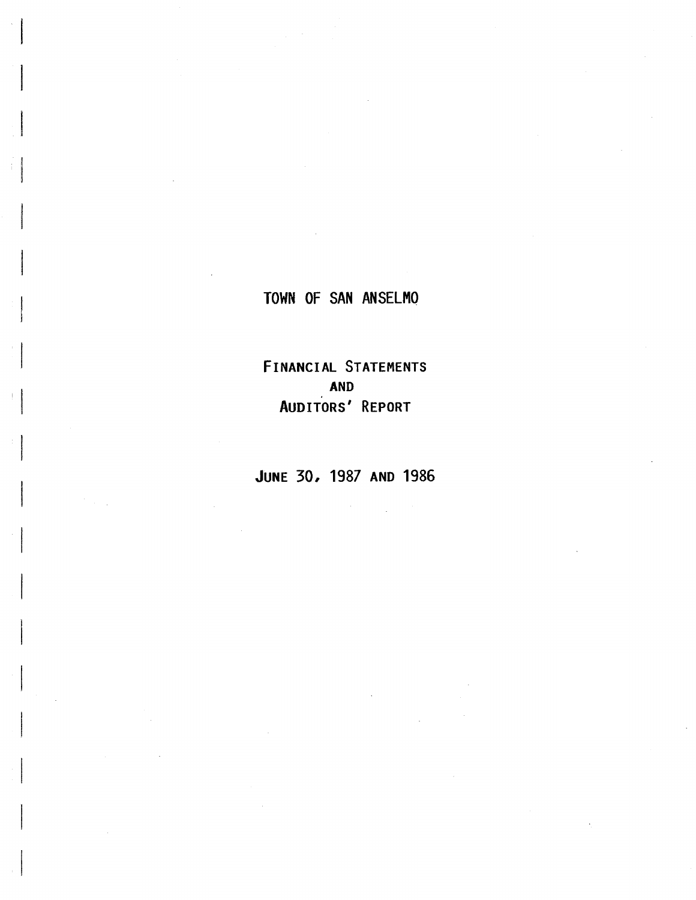# TOWN OF SAN ANSELMO

## FINANCIAL STATEMENTS
## AND
## AUDITORS' REPORT

**JUNE 30, 1987 AND 1986**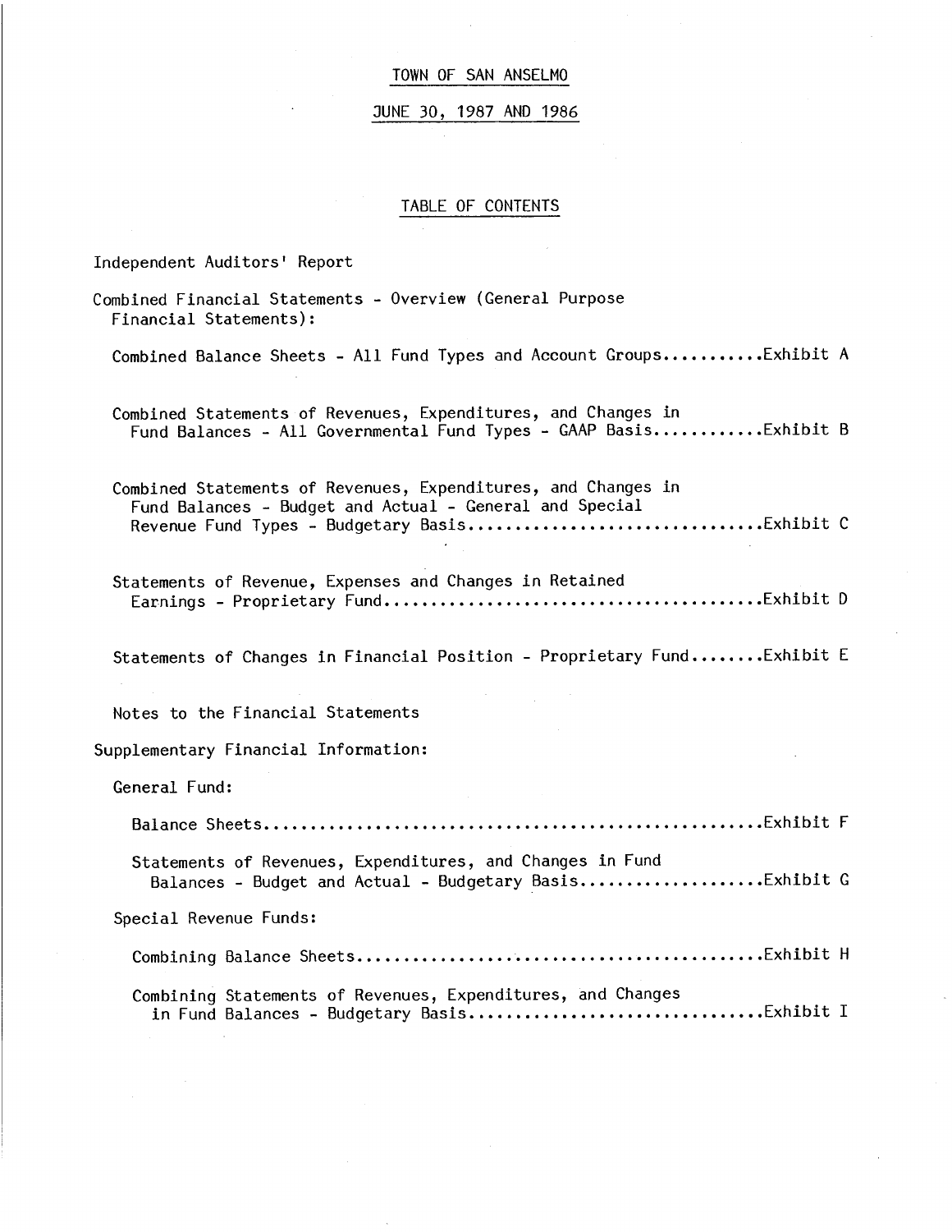# TOWN OF SAN ANSELMO

## JUNE 30, 1987 AND 1986

### TABLE OF CONTENTS

Independent Auditors' Report

Combined Financial Statements - Overview (General Purpose Financial Statements):

- Combined Balance Sheets - All Fund Types and Account Groups..........Exhibit A
- Combined Statements of Revenues, Expenditures, and Changes in Fund Balances - All Governmental Fund Types - GAAP Basis...........Exhibit B
- Combined Statements of Revenues, Expenditures, and Changes in Fund Balances - Budget and Actual - General and Special Revenue Fund Types - Budgetary Basis...............................Exhibit C
- Statements of Revenue, Expenses and Changes in Retained Earnings - Proprietary Fund........................................Exhibit D
- Statements of Changes in Financial Position - Proprietary Fund........Exhibit E
- Notes to the Financial Statements

Supplementary Financial Information:

- General Fund:
  - Balance Sheets....................................................Exhibit F
  - Statements of Revenues, Expenditures, and Changes in Fund Balances - Budget and Actual - Budgetary Basis...................Exhibit G
- Special Revenue Funds:
  - Combining Balance Sheets..........................................Exhibit H
  - Combining Statements of Revenues, Expenditures, and Changes in Fund Balances - Budgetary Basis...............................Exhibit I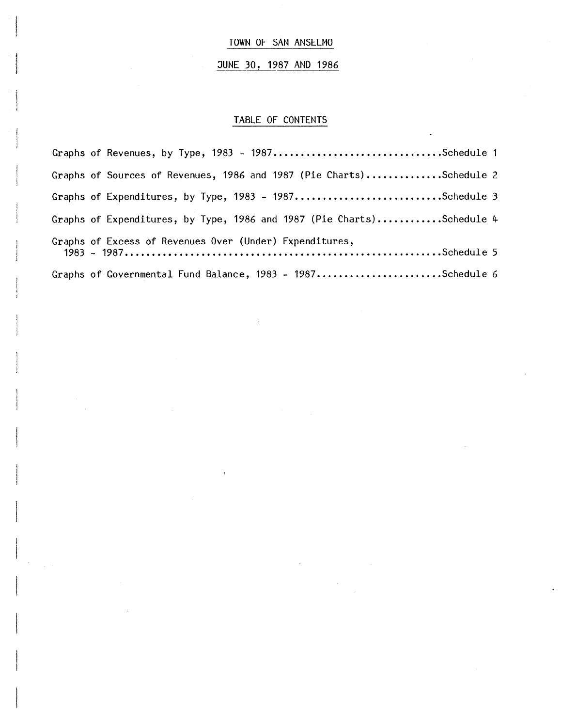# TOWN OF SAN ANSELMO

## JUNE 30, 1987 AND 1986

### TABLE OF CONTENTS

Graphs of Revenues, by Type, 1983 - 1987..............................Schedule 1

Graphs of Sources of Revenues, 1986 and 1987 (Pie Charts).............Schedule 2

Graphs of Expenditures, by Type, 1983 - 1987..........................Schedule 3

Graphs of Expenditures, by Type, 1986 and 1987 (Pie Charts)...........Schedule 4

Graphs of Excess of Revenues Over (Under) Expenditures, 1983 - 1987.........................................................Schedule 5

Graphs of Governmental Fund Balance, 1983 - 1987......................Schedule 6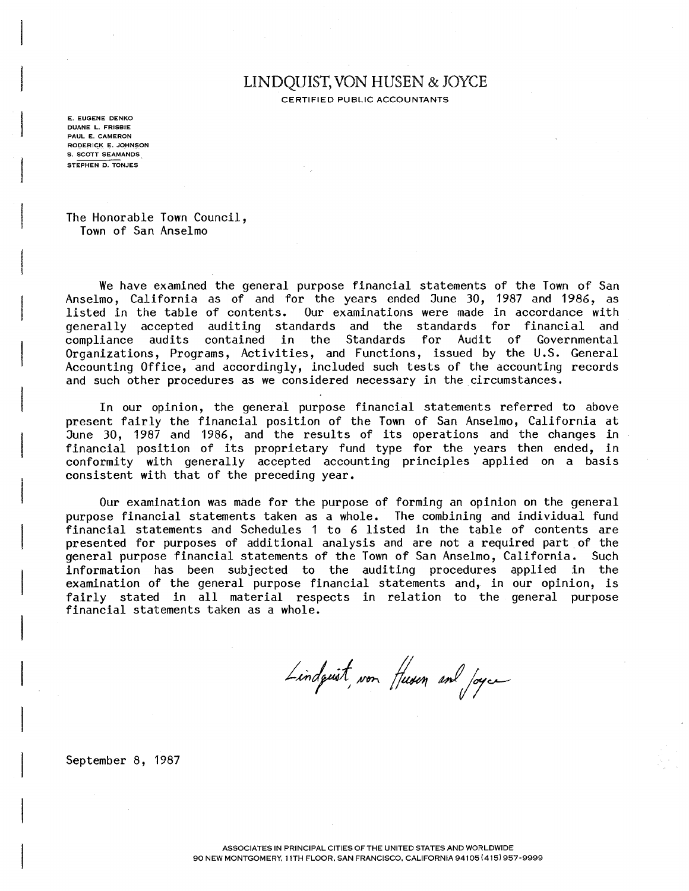# LINDQUIST, VON HUSEN & JOYCE

CERTIFIED PUBLIC ACCOUNTANTS

E. EUGENE DENKO
DUANE L. FRISBIE
PAUL E. CAMERON
RODERICK E. JOHNSON
S. SCOTT SEAMANDS
STEPHEN D. TONJES

The Honorable Town Council,
Town of San Anselmo

We have examined the general purpose financial statements of the Town of San Anselmo, California as of and for the years ended June 30, 1987 and 1986, as listed in the table of contents. Our examinations were made in accordance with generally accepted auditing standards and the standards for financial and compliance audits contained in the Standards for Audit of Governmental Organizations, Programs, Activities, and Functions, issued by the U.S. General Accounting Office, and accordingly, included such tests of the accounting records and such other procedures as we considered necessary in the circumstances.

In our opinion, the general purpose financial statements referred to above present fairly the financial position of the Town of San Anselmo, California at June 30, 1987 and 1986, and the results of its operations and the changes in financial position of its proprietary fund type for the years then ended, in conformity with generally accepted accounting principles applied on a basis consistent with that of the preceding year.

Our examination was made for the purpose of forming an opinion on the general purpose financial statements taken as a whole. The combining and individual fund financial statements and Schedules 1 to 6 listed in the table of contents are presented for purposes of additional analysis and are not a required part of the general purpose financial statements of the Town of San Anselmo, California. Such information has been subjected to the auditing procedures applied in the examination of the general purpose financial statements and, in our opinion, is fairly stated in all material respects in relation to the general purpose financial statements taken as a whole.

Lindquist, von Husen and Joyce

September 8, 1987

ASSOCIATES IN PRINCIPAL CITIES OF THE UNITED STATES AND WORLDWIDE
90 NEW MONTGOMERY, 11TH FLOOR, SAN FRANCISCO, CALIFORNIA 94105 (415) 957-9999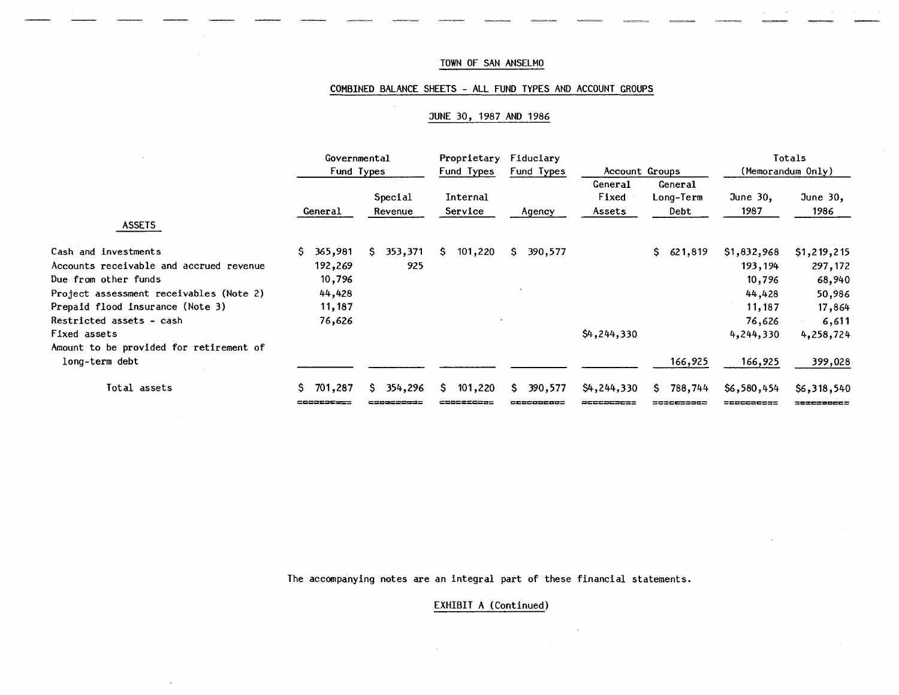# TOWN OF SAN ANSELMO

## COMBINED BALANCE SHEETS - ALL FUND TYPES AND ACCOUNT GROUPS

### JUNE 30, 1987 AND 1986

| | Governmental Fund Types | | Proprietary Fund Types | Fiduciary Fund Types | Account Groups | | Totals (Memorandum Only) | |
|---|---|---|---|---|---|---|---|---|
| | General | Special Revenue | Internal Service | Agency | General Fixed Assets | General Long-Term Debt | June 30, 1987 | June 30, 1986 |
| **ASSETS** | | | | | | | | |
| Cash and investments | $ 365,981 | $ 353,371 | $ 101,220 | $ 390,577 | | $ 621,819 | $1,832,968 | $1,219,215 |
| Accounts receivable and accrued revenue | 192,269 | 925 | | | | | 193,194 | 297,172 |
| Due from other funds | 10,796 | | | | | | 10,796 | 68,940 |
| Project assessment receivables (Note 2) | 44,428 | | | | | | 44,428 | 50,986 |
| Prepaid flood insurance (Note 3) | 11,187 | | | | | | 11,187 | 17,864 |
| Restricted assets - cash | 76,626 | | | | | | 76,626 | 6,611 |
| Fixed assets | | | | | $4,244,330 | | 4,244,330 | 4,258,724 |
| Amount to be provided for retirement of long-term debt | | | | | | 166,925 | 166,925 | 399,028 |
| Total assets | $ 701,287 | $ 354,296 | $ 101,220 | $ 390,577 | $4,244,330 | $ 788,744 | $6,580,454 | $6,318,540 |

The accompanying notes are an integral part of these financial statements.

EXHIBIT A (Continued)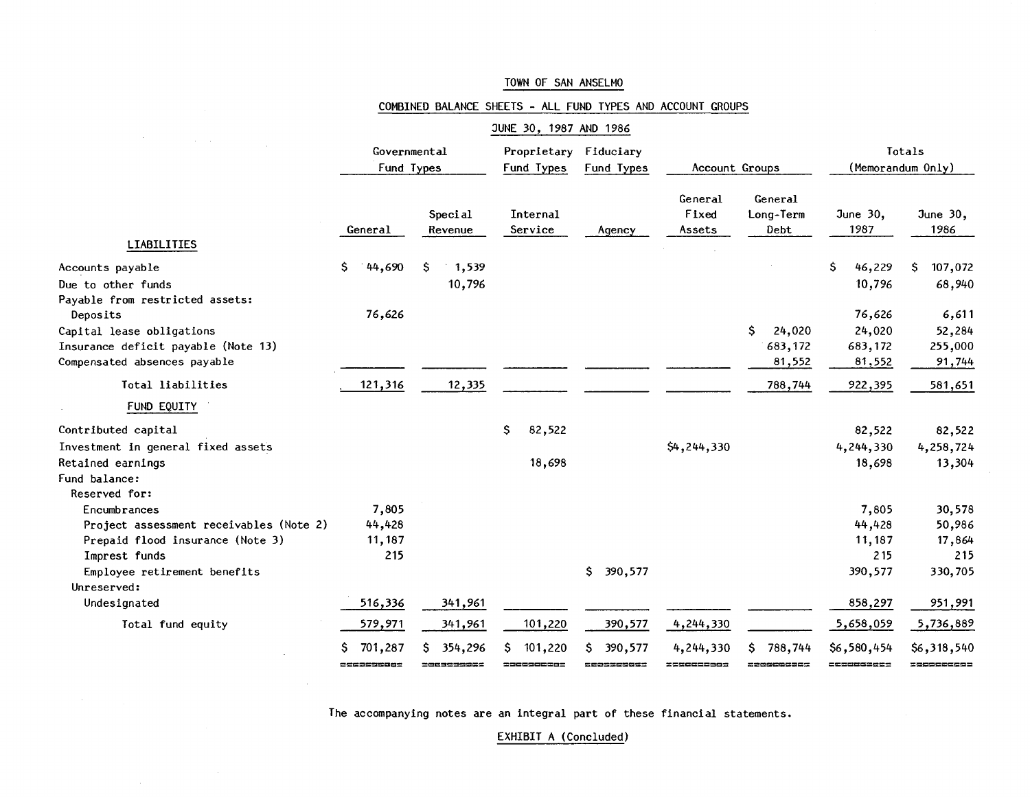# TOWN OF SAN ANSELMO

## COMBINED BALANCE SHEETS - ALL FUND TYPES AND ACCOUNT GROUPS

### JUNE 30, 1987 AND 1986

| | Governmental Fund Types | | Proprietary Fund Types | Fiduciary Fund Types | Account Groups | | Totals (Memorandum Only) | |
|---|---|---|---|---|---|---|---|---|
| | General | Special Revenue | Internal Service | Agency | General Fixed Assets | General Long-Term Debt | June 30, 1987 | June 30, 1986 |
| **LIABILITIES** | | | | | | | | |
| Accounts payable | $ 44,690 | $ 1,539 | | | | | $ 46,229 | $ 107,072 |
| Due to other funds | | 10,796 | | | | | 10,796 | 68,940 |
| Payable from restricted assets: | | | | | | | | |
| Deposits | 76,626 | | | | | | 76,626 | 6,611 |
| Capital lease obligations | | | | | | $ 24,020 | 24,020 | 52,284 |
| Insurance deficit payable (Note 13) | | | | | | 683,172 | 683,172 | 255,000 |
| Compensated absences payable | | | | | | 81,552 | 81,552 | 91,744 |
| Total liabilities | 121,316 | 12,335 | | | | 788,744 | 922,395 | 581,651 |
| **FUND EQUITY** | | | | | | | | |
| Contributed capital | | | $ 82,522 | | | | 82,522 | 82,522 |
| Investment in general fixed assets | | | | | $4,244,330 | | 4,244,330 | 4,258,724 |
| Retained earnings | | | 18,698 | | | | 18,698 | 13,304 |
| Fund balance: | | | | | | | | |
| Reserved for: | | | | | | | | |
| Encumbrances | 7,805 | | | | | | 7,805 | 30,578 |
| Project assessment receivables (Note 2) | 44,428 | | | | | | 44,428 | 50,986 |
| Prepaid flood insurance (Note 3) | 11,187 | | | | | | 11,187 | 17,864 |
| Impress funds | 215 | | | | | | 215 | 215 |
| Employee retirement benefits | | | | $ 390,577 | | | 390,577 | 330,705 |
| Unreserved: | | | | | | | | |
| Undesignated | 516,336 | 341,961 | | | | | 858,297 | 951,991 |
| Total fund equity | 579,971 | 341,961 | 101,220 | 390,577 | 4,244,330 | | 5,658,059 | 5,736,889 |
| | $ 701,287 | $ 354,296 | $ 101,220 | $ 390,577 | 4,244,330 | $ 788,744 | $6,580,454 | $6,318,540 |

The accompanying notes are an integral part of these financial statements.

EXHIBIT A (Concluded)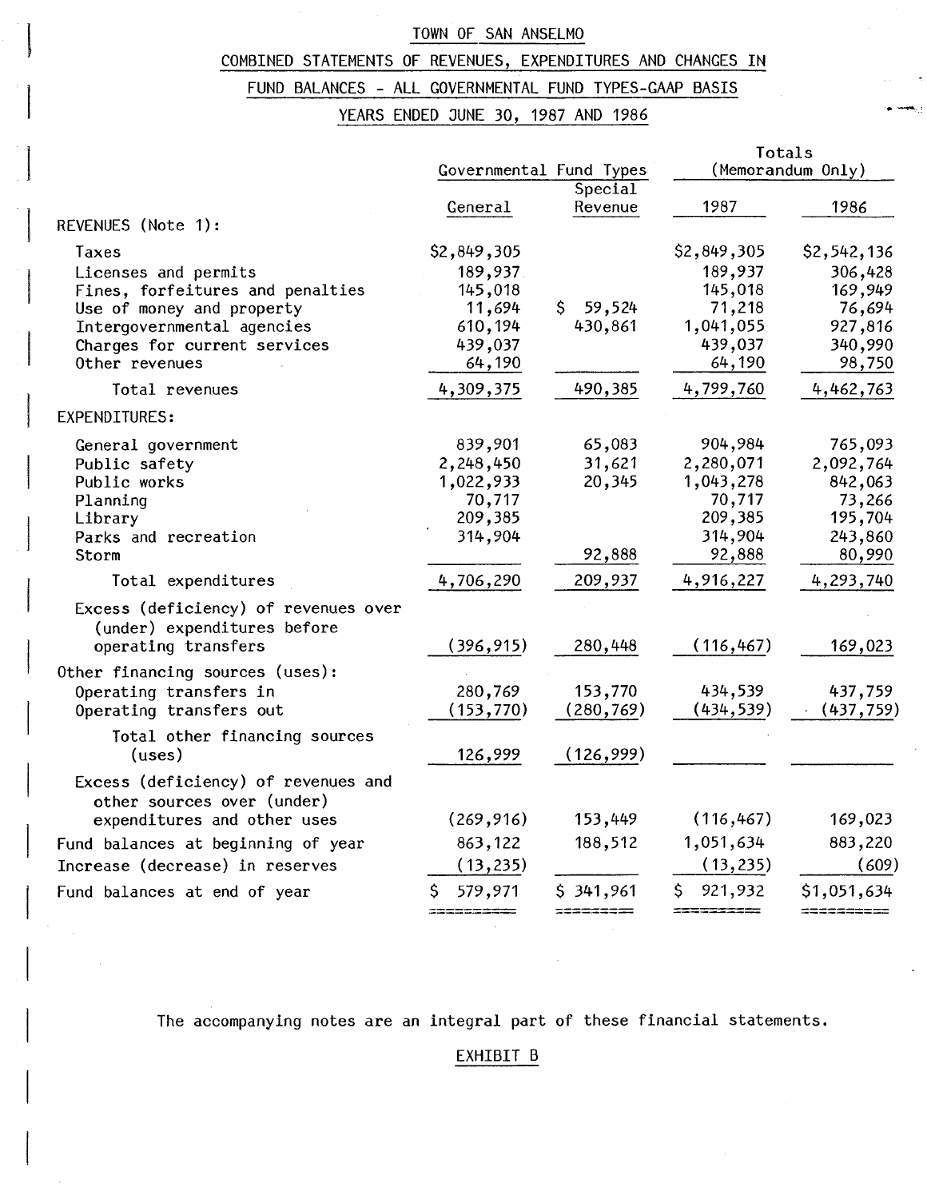# TOWN OF SAN ANSELMO

## COMBINED STATEMENTS OF REVENUES, EXPENDITURES AND CHANGES IN FUND BALANCES - ALL GOVERNMENTAL FUND TYPES-GAAP BASIS

## YEARS ENDED JUNE 30, 1987 AND 1986

| | Governmental Fund Types | | Totals (Memorandum Only) | |
|---|---|---|---|---|
| | General | Special Revenue | 1987 | 1986 |
| REVENUES (Note 1): | | | | |
| Taxes | $2,849,305 | | $2,849,305 | $2,542,136 |
| Licenses and permits | 189,937 | | 189,937 | 306,428 |
| Fines, forfeitures and penalties | 145,018 | | 145,018 | 169,949 |
| Use of money and property | 11,694 | $ 59,524 | 71,218 | 76,694 |
| Intergovernmental agencies | 610,194 | 430,861 | 1,041,055 | 927,816 |
| Charges for current services | 439,037 | | 439,037 | 340,990 |
| Other revenues | 64,190 | | 64,190 | 98,750 |
| Total revenues | 4,309,375 | 490,385 | 4,799,760 | 4,462,763 |
| EXPENDITURES: | | | | |
| General government | 839,901 | 65,083 | 904,984 | 765,093 |
| Public safety | 2,248,450 | 31,621 | 2,280,071 | 2,092,764 |
| Public works | 1,022,933 | 20,345 | 1,043,278 | 842,063 |
| Planning | 70,717 | | 70,717 | 73,266 |
| Library | 209,385 | | 209,385 | 195,704 |
| Parks and recreation | 314,904 | | 314,904 | 243,860 |
| Storm | | 92,888 | 92,888 | 80,990 |
| Total expenditures | 4,706,290 | 209,937 | 4,916,227 | 4,293,740 |
| Excess (deficiency) of revenues over (under) expenditures before operating transfers | (396,915) | 280,448 | (116,467) | 169,023 |
| Other financing sources (uses): | | | | |
| Operating transfers in | 280,769 | 153,770 | 434,539 | 437,759 |
| Operating transfers out | (153,770) | (280,769) | (434,539) | (437,759) |
| Total other financing sources (uses) | 126,999 | (126,999) | | |
| Excess (deficiency) of revenues and other sources over (under) expenditures and other uses | (269,916) | 153,449 | (116,467) | 169,023 |
| Fund balances at beginning of year | 863,122 | 188,512 | 1,051,634 | 883,220 |
| Increase (decrease) in reserves | (13,235) | | (13,235) | (609) |
| Fund balances at end of year | $ 579,971 | $ 341,961 | $ 921,932 | $1,051,634 |

The accompanying notes are an integral part of these financial statements.

EXHIBIT B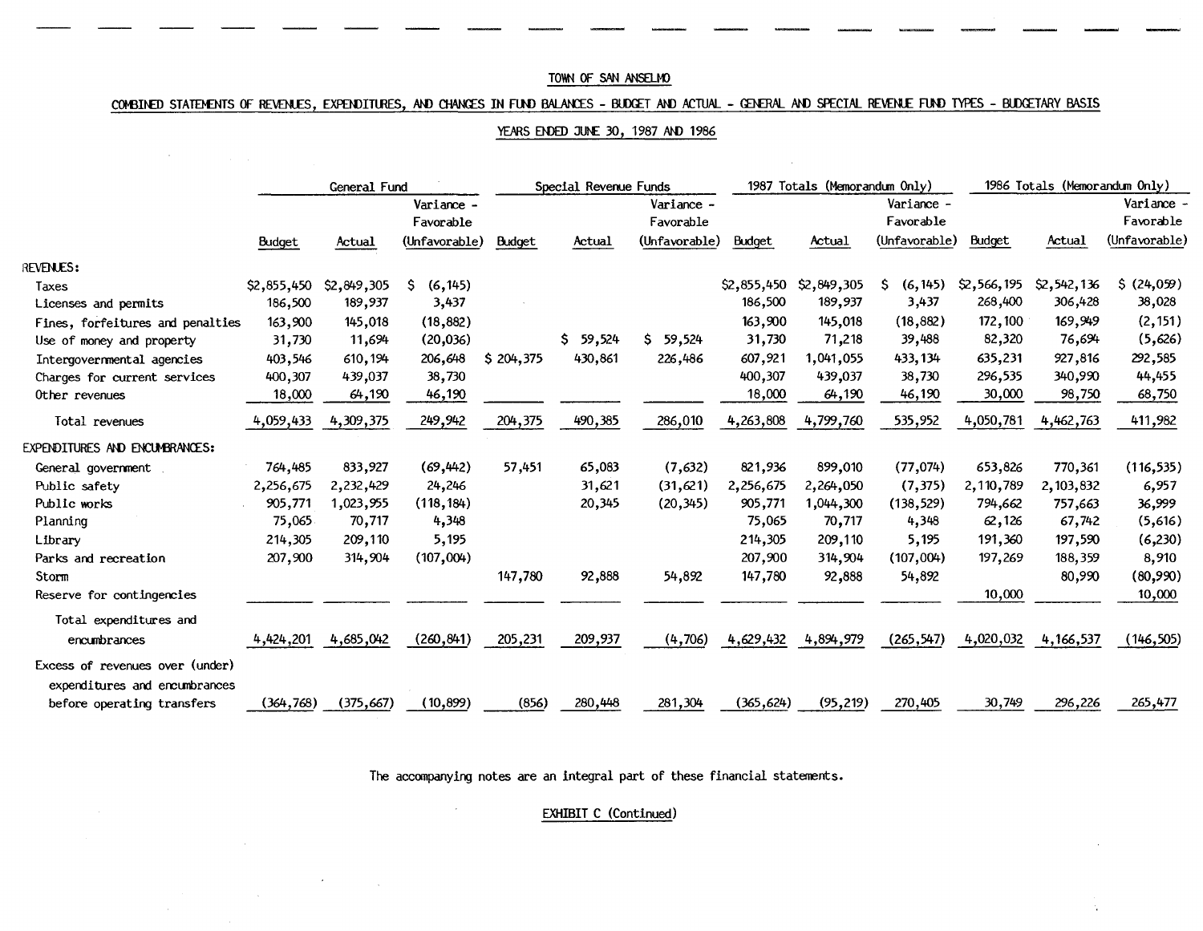TOWN OF SAN ANSELMO

COMBINED STATEMENTS OF REVENUES, EXPENDITURES, AND CHANGES IN FUND BALANCES - BUDGET AND ACTUAL - GENERAL AND SPECIAL REVENUE FUND TYPES - BUDGETARY BASIS

YEARS ENDED JUNE 30, 1987 AND 1986

| | General Fund | | | Special Revenue Funds | | | 1987 Totals (Memorandum Only) | | | 1986 Totals (Memorandum Only) | | |
|---|---|---|---|---|---|---|---|---|---|---|---|---|
| | Budget | Actual | Variance - Favorable (Unfavorable) | Budget | Actual | Variance - Favorable (Unfavorable) | Budget | Actual | Variance - Favorable (Unfavorable) | Budget | Actual | Variance - Favorable (Unfavorable) |
| REVENUES: | | | | | | | | | | | | |
| Taxes | $2,855,450 | $2,849,305 | $ (6,145) | | | | $2,855,450 | $2,849,305 | $ (6,145) | $2,566,195 | $2,542,136 | $ (24,059) |
| Licenses and permits | 186,500 | 189,937 | 3,437 | | | | 186,500 | 189,937 | 3,437 | 268,400 | 306,428 | 38,028 |
| Fines, forfeitures and penalties | 163,900 | 145,018 | (18,882) | | | | 163,900 | 145,018 | (18,882) | 172,100 | 169,949 | (2,151) |
| Use of money and property | 31,730 | 11,694 | (20,036) | | $ 59,524 | $ 59,524 | 31,730 | 71,218 | 39,488 | 82,320 | 76,694 | (5,626) |
| Intergovernmental agencies | 403,546 | 610,194 | 206,648 | $ 204,375 | 430,861 | 226,486 | 607,921 | 1,041,055 | 433,134 | 635,231 | 927,816 | 292,585 |
| Charges for current services | 400,307 | 439,037 | 38,730 | | | | 400,307 | 439,037 | 38,730 | 296,535 | 340,990 | 44,455 |
| Other revenues | 18,000 | 64,190 | 46,190 | | | | 18,000 | 64,190 | 46,190 | 30,000 | 98,750 | 68,750 |
| Total revenues | 4,059,433 | 4,309,375 | 249,942 | 204,375 | 490,385 | 286,010 | 4,263,808 | 4,799,760 | 535,952 | 4,050,781 | 4,462,763 | 411,982 |
| EXPENDITURES AND ENCUMBRANCES: | | | | | | | | | | | | |
| General government | 764,485 | 833,927 | (69,442) | 57,451 | 65,083 | (7,632) | 821,936 | 899,010 | (77,074) | 653,826 | 770,361 | (116,535) |
| Public safety | 2,256,675 | 2,232,429 | 24,246 | | 31,621 | (31,621) | 2,256,675 | 2,264,050 | (7,375) | 2,110,789 | 2,103,832 | 6,957 |
| Public works | 905,771 | 1,023,955 | (118,184) | | 20,345 | (20,345) | 905,771 | 1,044,300 | (138,529) | 794,662 | 757,663 | 36,999 |
| Planning | 75,065 | 70,717 | 4,348 | | | | 75,065 | 70,717 | 4,348 | 62,126 | 67,742 | (5,616) |
| Library | 214,305 | 209,110 | 5,195 | | | | 214,305 | 209,110 | 5,195 | 191,360 | 197,590 | (6,230) |
| Parks and recreation | 207,900 | 314,904 | (107,004) | | | | 207,900 | 314,904 | (107,004) | 197,269 | 188,359 | 8,910 |
| Storm | | | | 147,780 | 92,888 | 54,892 | 147,780 | 92,888 | 54,892 | | 80,990 | (80,990) |
| Reserve for contingencies | | | | | | | | | | 10,000 | | 10,000 |
| Total expenditures and encumbrances | 4,424,201 | 4,685,042 | (260,841) | 205,231 | 209,937 | (4,706) | 4,629,432 | 4,894,979 | (265,547) | 4,020,032 | 4,166,537 | (146,505) |
| Excess of revenues over (under) expenditures and encumbrances before operating transfers | (364,768) | (375,667) | (10,899) | (856) | 280,448 | 281,304 | (365,624) | (95,219) | 270,405 | 30,749 | 296,226 | 265,477 |

The accompanying notes are an integral part of these financial statements.

EXHIBIT C (Continued)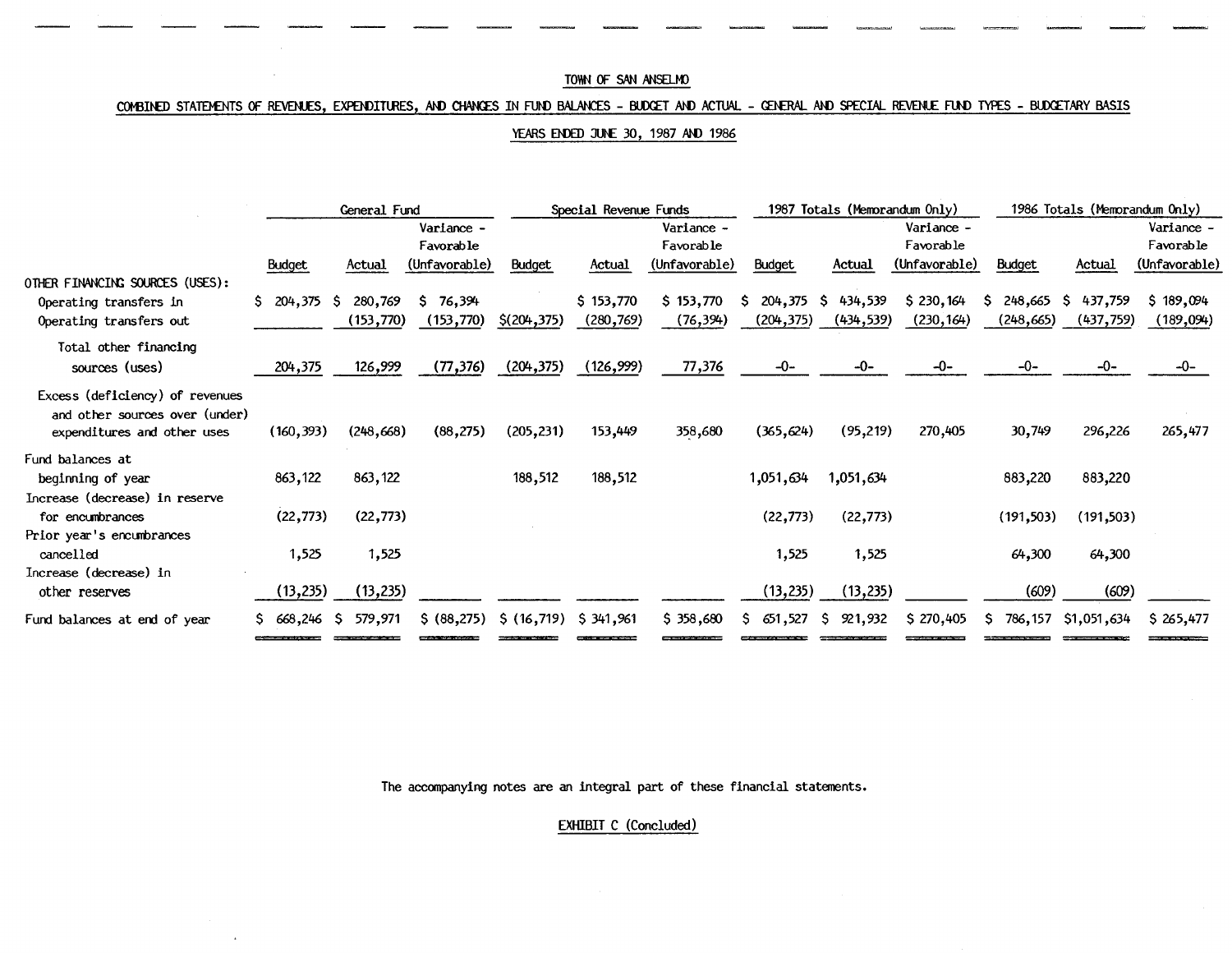TOWN OF SAN ANSELMO

COMBINED STATEMENTS OF REVENUES, EXPENDITURES, AND CHANGES IN FUND BALANCES - BUDGET AND ACTUAL - GENERAL AND SPECIAL REVENUE FUND TYPES - BUDGETARY BASIS

YEARS ENDED JUNE 30, 1987 AND 1986

| | General Fund | | | Special Revenue Funds | | | 1987 Totals (Memorandum Only) | | | 1986 Totals (Memorandum Only) | | |
|---|---|---|---|---|---|---|---|---|---|---|---|---|
| | Budget | Actual | Variance - Favorable (Unfavorable) | Budget | Actual | Variance - Favorable (Unfavorable) | Budget | Actual | Variance - Favorable (Unfavorable) | Budget | Actual | Variance - Favorable (Unfavorable) |
| OTHER FINANCING SOURCES (USES): | | | | | | | | | | | | |
| Operating transfers in | $ 204,375 | $ 280,769 | $ 76,394 | | $ 153,770 | $ 153,770 | $ 204,375 | $ 434,539 | $ 230,164 | $ 248,665 | $ 437,759 | $ 189,094 |
| Operating transfers out | | (153,770) | (153,770) | $(204,375) | (280,769) | (76,394) | (204,375) | (434,539) | (230,164) | (248,665) | (437,759) | (189,094) |
| Total other financing sources (uses) | 204,375 | 126,999 | (77,376) | (204,375) | (126,999) | 77,376 | -0- | -0- | -0- | -0- | -0- | -0- |
| Excess (deficiency) of revenues and other sources over (under) expenditures and other uses | (160,393) | (248,668) | (88,275) | (205,231) | 153,449 | 358,680 | (365,624) | (95,219) | 270,405 | 30,749 | 296,226 | 265,477 |
| Fund balances at beginning of year | 863,122 | 863,122 | | 188,512 | 188,512 | | 1,051,634 | 1,051,634 | | 883,220 | 883,220 | |
| Increase (decrease) in reserve for encumbrances | (22,773) | (22,773) | | | | | (22,773) | (22,773) | | (191,503) | (191,503) | |
| Prior year's encumbrances cancelled | 1,525 | 1,525 | | | | | 1,525 | 1,525 | | 64,300 | 64,300 | |
| Increase (decrease) in other reserves | (13,235) | (13,235) | | | | | (13,235) | (13,235) | | (609) | (609) | |
| Fund balances at end of year | $ 668,246 | $ 579,971 | $ (88,275) | $ (16,719) | $ 341,961 | $ 358,680 | $ 651,527 | $ 921,932 | $ 270,405 | $ 786,157 | $1,051,634 | $ 265,477 |

The accompanying notes are an integral part of these financial statements.

EXHIBIT C (Concluded)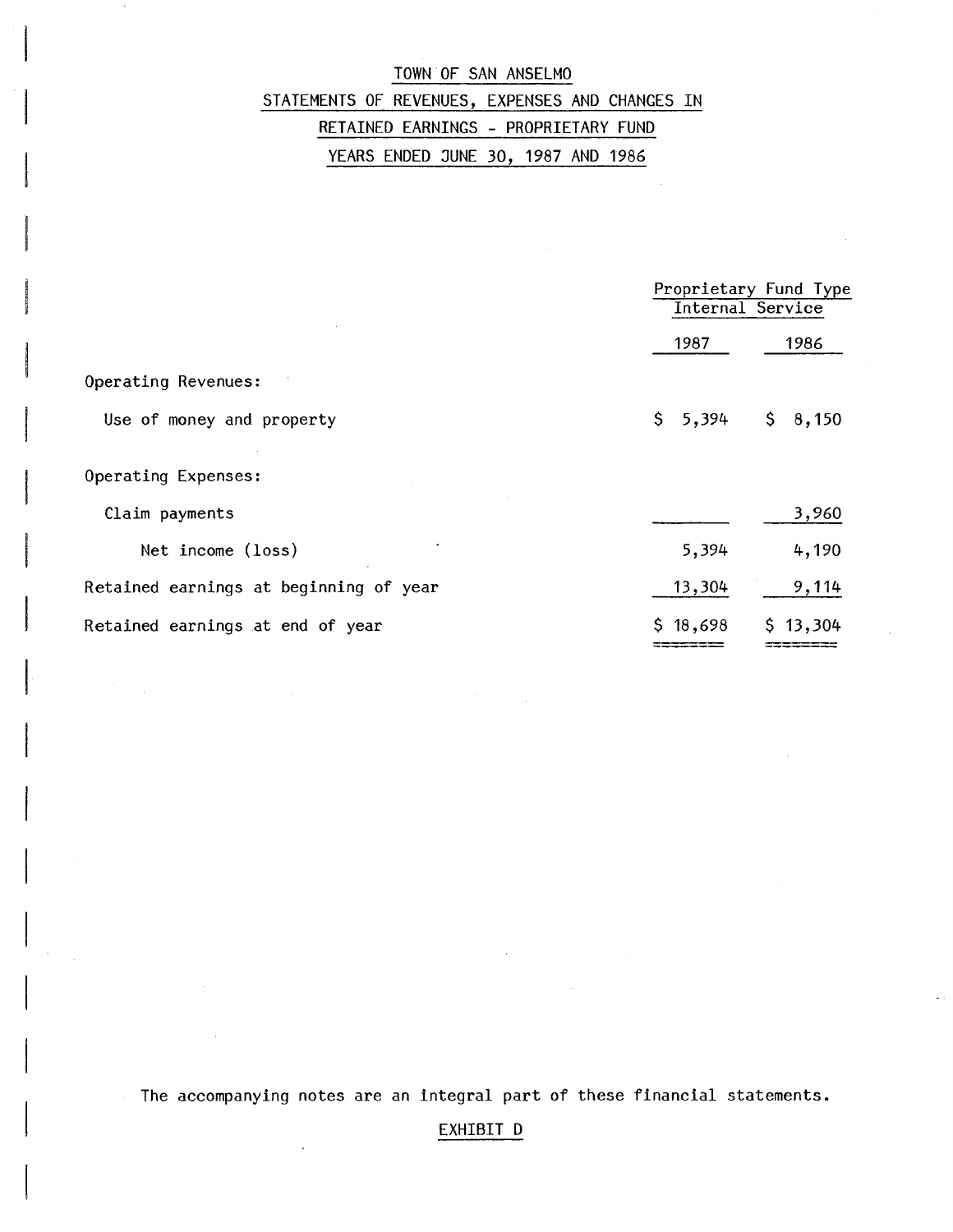# TOWN OF SAN ANSELMO

## STATEMENTS OF REVENUES, EXPENSES AND CHANGES IN RETAINED EARNINGS - PROPRIETARY FUND

### YEARS ENDED JUNE 30, 1987 AND 1986

| | Proprietary Fund Type Internal Service | |
|---|---|---|
| | 1987 | 1986 |
| Operating Revenues: | | |
| Use of money and property | $ 5,394 | $ 8,150 |
| Operating Expenses: | | |
| Claim payments | | 3,960 |
| Net income (loss) | 5,394 | 4,190 |
| Retained earnings at beginning of year | 13,304 | 9,114 |
| Retained earnings at end of year | $ 18,698 | $ 13,304 |

The accompanying notes are an integral part of these financial statements.

EXHIBIT D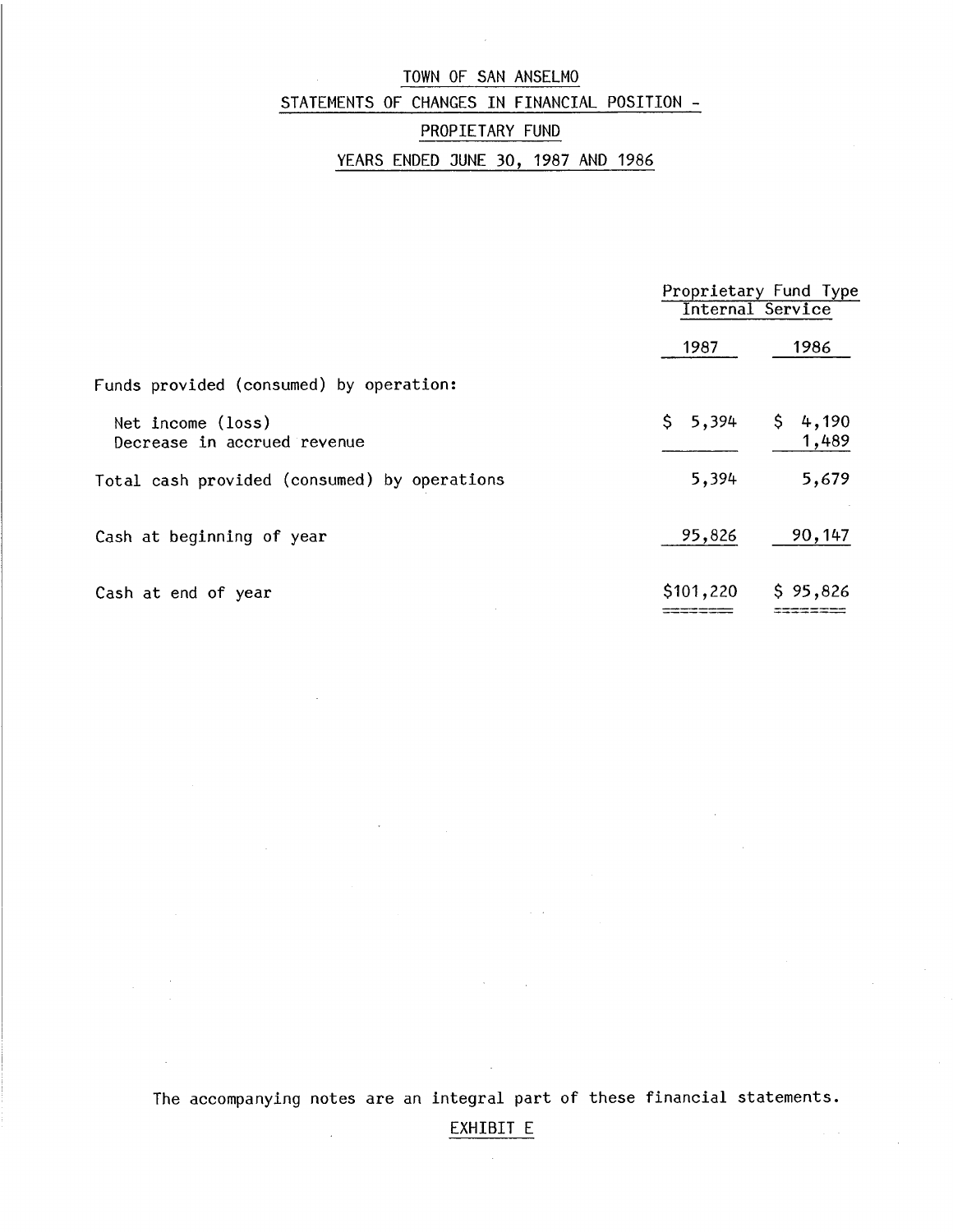# TOWN OF SAN ANSELMO

## STATEMENTS OF CHANGES IN FINANCIAL POSITION -

## PROPIETARY FUND

## YEARS ENDED JUNE 30, 1987 AND 1986

| | Proprietary Fund Type Internal Service | |
|---|---|---|
| | 1987 | 1986 |
| Funds provided (consumed) by operation: | | |
| Net income (loss) | $ 5,394 | $ 4,190 |
| Decrease in accrued revenue | | 1,489 |
| Total cash provided (consumed) by operations | 5,394 | 5,679 |
| Cash at beginning of year | 95,826 | 90,147 |
| Cash at end of year | $101,220 | $ 95,826 |

The accompanying notes are an integral part of these financial statements.

EXHIBIT E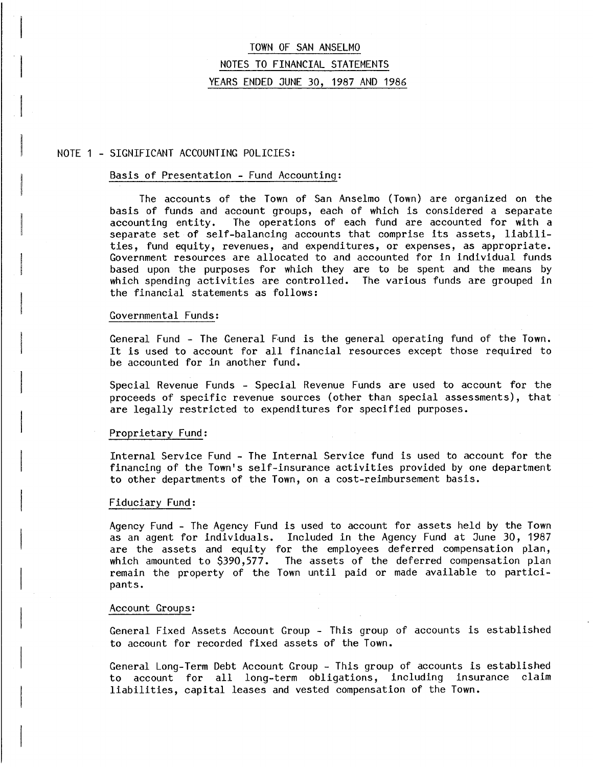# TOWN OF SAN ANSELMO

## NOTES TO FINANCIAL STATEMENTS

## YEARS ENDED JUNE 30, 1987 AND 1986

NOTE 1 - SIGNIFICANT ACCOUNTING POLICIES:

### Basis of Presentation - Fund Accounting:

The accounts of the Town of San Anselmo (Town) are organized on the basis of funds and account groups, each of which is considered a separate accounting entity. The operations of each fund are accounted for with a separate set of self-balancing accounts that comprise its assets, liabilities, fund equity, revenues, and expenditures, or expenses, as appropriate. Government resources are allocated to and accounted for in individual funds based upon the purposes for which they are to be spent and the means by which spending activities are controlled. The various funds are grouped in the financial statements as follows:

### Governmental Funds:

General Fund - The General Fund is the general operating fund of the Town. It is used to account for all financial resources except those required to be accounted for in another fund.

Special Revenue Funds - Special Revenue Funds are used to account for the proceeds of specific revenue sources (other than special assessments), that are legally restricted to expenditures for specified purposes.

### Proprietary Fund:

Internal Service Fund - The Internal Service fund is used to account for the financing of the Town's self-insurance activities provided by one department to other departments of the Town, on a cost-reimbursement basis.

### Fiduciary Fund:

Agency Fund - The Agency Fund is used to account for assets held by the Town as an agent for individuals. Included in the Agency Fund at June 30, 1987 are the assets and equity for the employees deferred compensation plan, which amounted to $390,577. The assets of the deferred compensation plan remain the property of the Town until paid or made available to participants.

### Account Groups:

General Fixed Assets Account Group - This group of accounts is established to account for recorded fixed assets of the Town.

General Long-Term Debt Account Group - This group of accounts is established to account for all long-term obligations, including insurance claim liabilities, capital leases and vested compensation of the Town.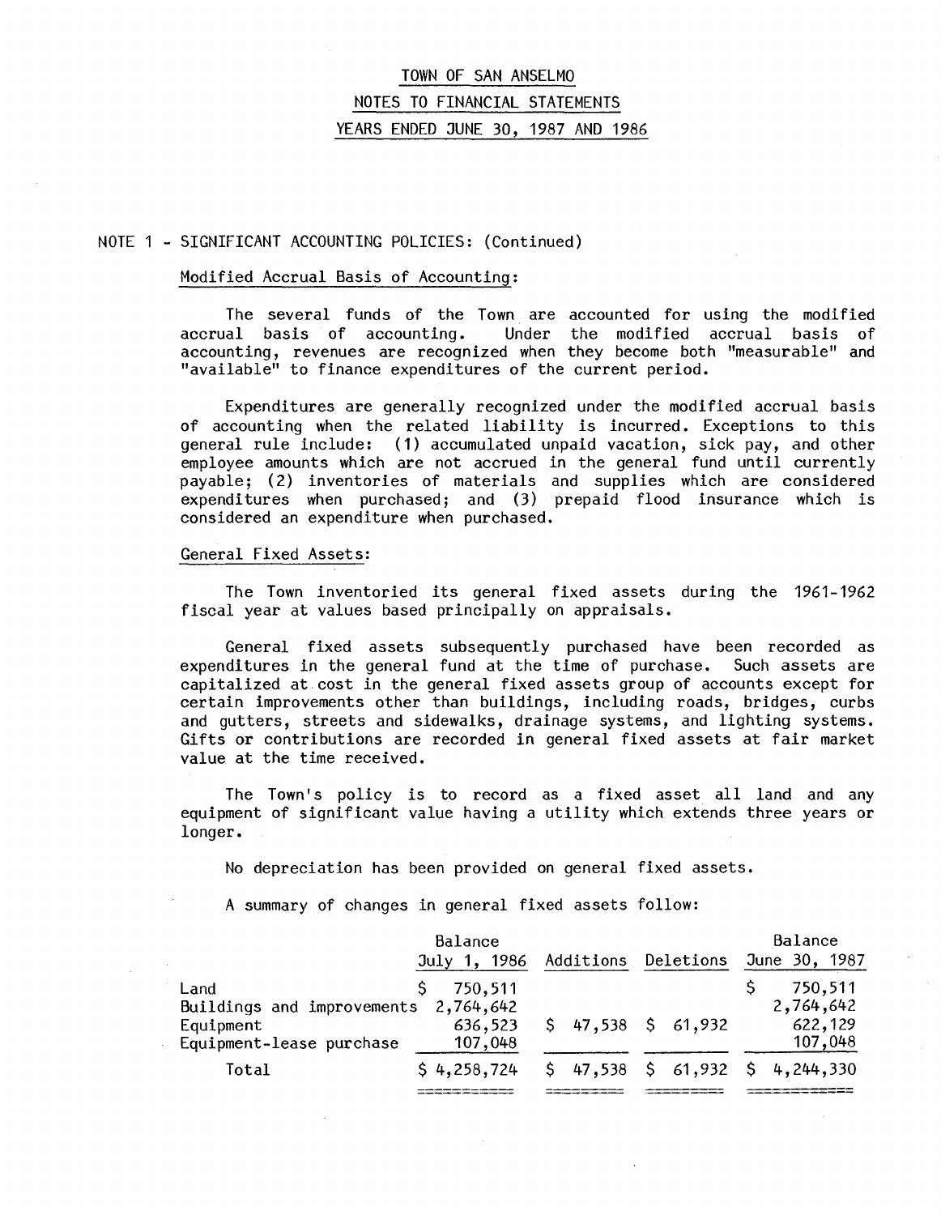# TOWN OF SAN ANSELMO

## NOTES TO FINANCIAL STATEMENTS

## YEARS ENDED JUNE 30, 1987 AND 1986

NOTE 1 - SIGNIFICANT ACCOUNTING POLICIES: (Continued)

### Modified Accrual Basis of Accounting:

The several funds of the Town are accounted for using the modified accrual basis of accounting. Under the modified accrual basis of accounting, revenues are recognized when they become both "measurable" and "available" to finance expenditures of the current period.

Expenditures are generally recognized under the modified accrual basis of accounting when the related liability is incurred. Exceptions to this general rule include: (1) accumulated unpaid vacation, sick pay, and other employee amounts which are not accrued in the general fund until currently payable; (2) inventories of materials and supplies which are considered expenditures when purchased; and (3) prepaid flood insurance which is considered an expenditure when purchased.

### General Fixed Assets:

The Town inventoried its general fixed assets during the 1961-1962 fiscal year at values based principally on appraisals.

General fixed assets subsequently purchased have been recorded as expenditures in the general fund at the time of purchase. Such assets are capitalized at cost in the general fixed assets group of accounts except for certain improvements other than buildings, including roads, bridges, curbs and gutters, streets and sidewalks, drainage systems, and lighting systems. Gifts or contributions are recorded in general fixed assets at fair market value at the time received.

The Town's policy is to record as a fixed asset all land and any equipment of significant value having a utility which extends three years or longer.

No depreciation has been provided on general fixed assets.

A summary of changes in general fixed assets follow:

| | Balance July 1, 1986 | Additions | Deletions | Balance June 30, 1987 |
|---|---|---|---|---|
| Land | $ 750,511 | | | $ 750,511 |
| Buildings and improvements | 2,764,642 | | | 2,764,642 |
| Equipment | 636,523 | $ 47,538 | $ 61,932 | 622,129 |
| Equipment-lease purchase | 107,048 | | | 107,048 |
| Total | $ 4,258,724 | $ 47,538 | $ 61,932 | $ 4,244,330 |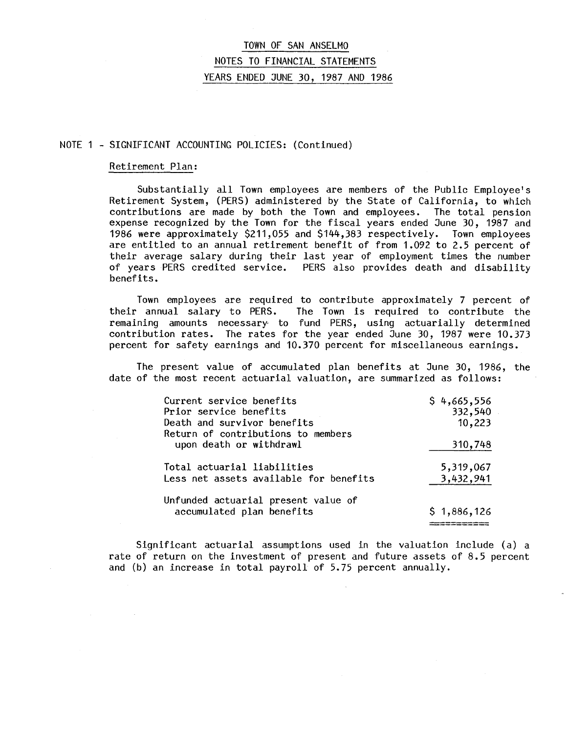# TOWN OF SAN ANSELMO

## NOTES TO FINANCIAL STATEMENTS

## YEARS ENDED JUNE 30, 1987 AND 1986

NOTE 1 - SIGNIFICANT ACCOUNTING POLICIES: (Continued)

### Retirement Plan:

Substantially all Town employees are members of the Public Employee's Retirement System, (PERS) administered by the State of California, to which contributions are made by both the Town and employees. The total pension expense recognized by the Town for the fiscal years ended June 30, 1987 and 1986 were approximately $211,055 and $144,383 respectively. Town employees are entitled to an annual retirement benefit of from 1.092 to 2.5 percent of their average salary during their last year of employment times the number of years PERS credited service. PERS also provides death and disability benefits.

Town employees are required to contribute approximately 7 percent of their annual salary to PERS. The Town is required to contribute the remaining amounts necessary to fund PERS, using actuarially determined contribution rates. The rates for the year ended June 30, 1987 were 10.373 percent for safety earnings and 10.370 percent for miscellaneous earnings.

The present value of accumulated plan benefits at June 30, 1986, the date of the most recent actuarial valuation, are summarized as follows:

| | |
|---|---|
| Current service benefits | $ 4,665,556 |
| Prior service benefits | 332,540 |
| Death and survivor benefits | 10,223 |
| Return of contributions to members upon death or withdrawl | 310,748 |
| Total actuarial liabilities | 5,319,067 |
| Less net assets available for benefits | 3,432,941 |
| Unfunded actuarial present value of accumulated plan benefits | $ 1,886,126 |

Significant actuarial assumptions used in the valuation include (a) a rate of return on the investment of present and future assets of 8.5 percent and (b) an increase in total payroll of 5.75 percent annually.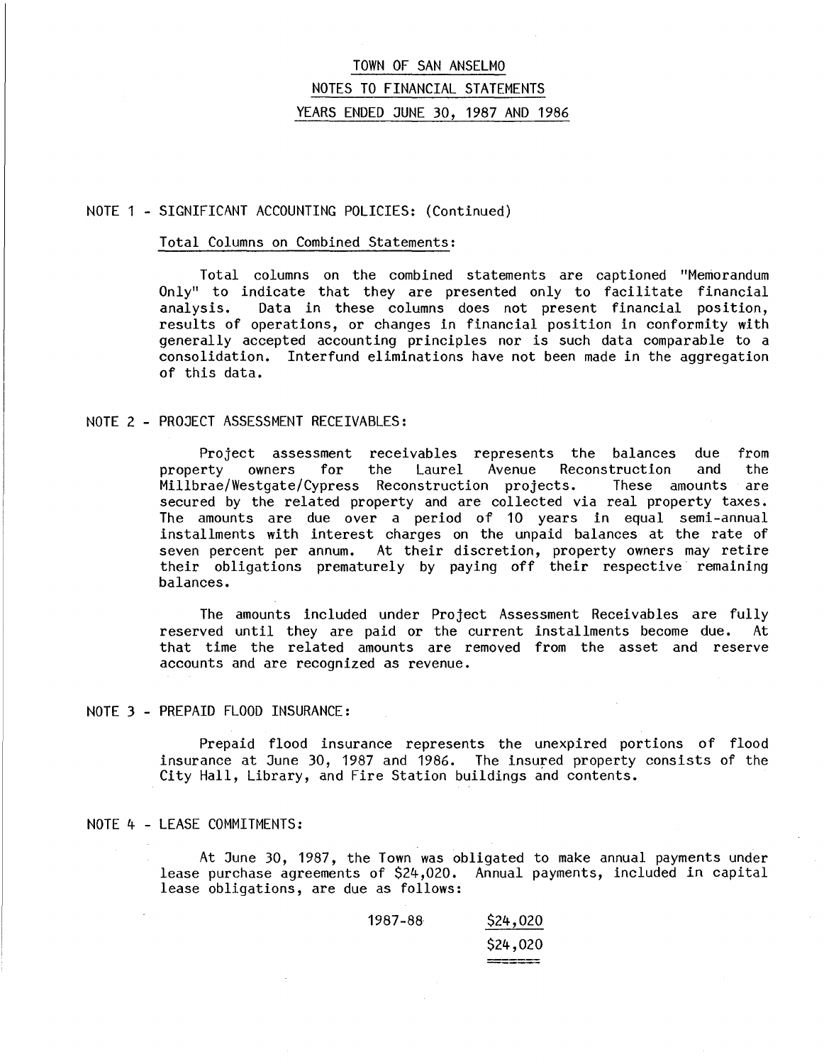# TOWN OF SAN ANSELMO

## NOTES TO FINANCIAL STATEMENTS

## YEARS ENDED JUNE 30, 1987 AND 1986

NOTE 1 - SIGNIFICANT ACCOUNTING POLICIES: (Continued)

Total Columns on Combined Statements:

Total columns on the combined statements are captioned "Memorandum Only" to indicate that they are presented only to facilitate financial analysis. Data in these columns does not present financial position, results of operations, or changes in financial position in conformity with generally accepted accounting principles nor is such data comparable to a consolidation. Interfund eliminations have not been made in the aggregation of this data.

NOTE 2 - PROJECT ASSESSMENT RECEIVABLES:

Project assessment receivables represents the balances due from property owners for the Laurel Avenue Reconstruction and the Millbrae/Westgate/Cypress Reconstruction projects. These amounts are secured by the related property and are collected via real property taxes. The amounts are due over a period of 10 years in equal semi-annual installments with interest charges on the unpaid balances at the rate of seven percent per annum. At their discretion, property owners may retire their obligations prematurely by paying off their respective remaining balances.

The amounts included under Project Assessment Receivables are fully reserved until they are paid or the current installments become due. At that time the related amounts are removed from the asset and reserve accounts and are recognized as revenue.

NOTE 3 - PREPAID FLOOD INSURANCE:

Prepaid flood insurance represents the unexpired portions of flood insurance at June 30, 1987 and 1986. The insured property consists of the City Hall, Library, and Fire Station buildings and contents.

NOTE 4 - LEASE COMMITMENTS:

At June 30, 1987, the Town was obligated to make annual payments under lease purchase agreements of $24,020. Annual payments, included in capital lease obligations, are due as follows:

| | |
|---|---|
| 1987-88 | $24,020 |
| | $24,020 |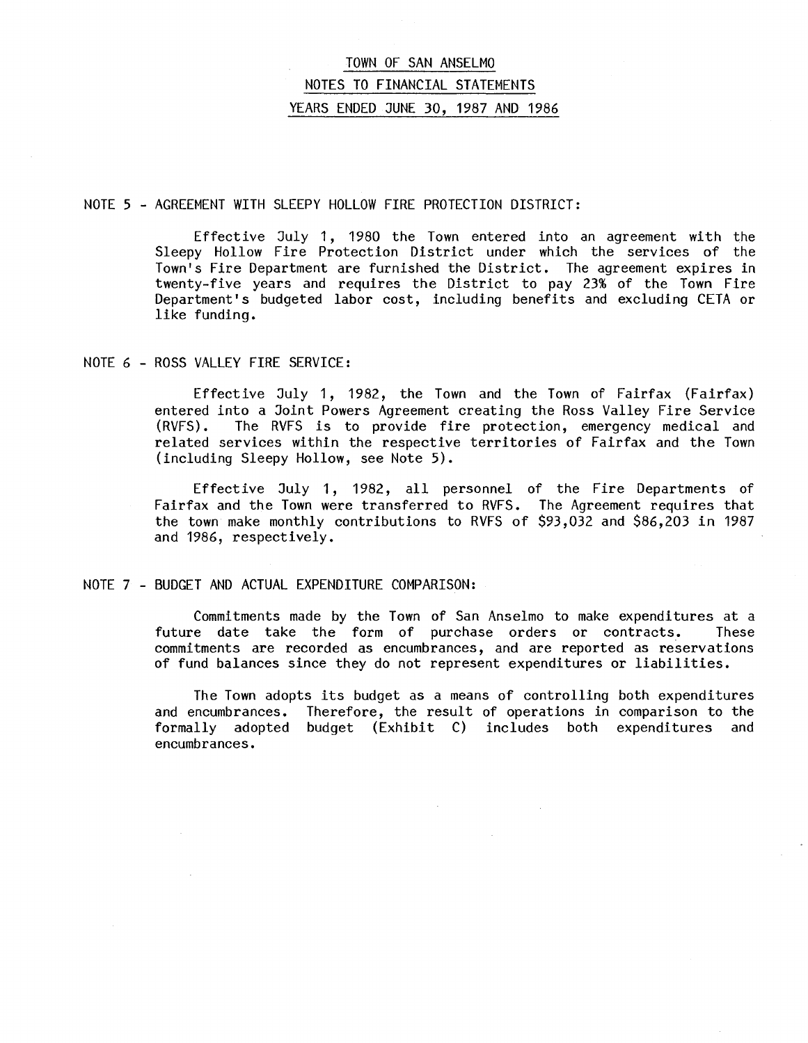# TOWN OF SAN ANSELMO

## NOTES TO FINANCIAL STATEMENTS

## YEARS ENDED JUNE 30, 1987 AND 1986

### NOTE 5 - AGREEMENT WITH SLEEPY HOLLOW FIRE PROTECTION DISTRICT:

Effective July 1, 1980 the Town entered into an agreement with the Sleepy Hollow Fire Protection District under which the services of the Town's Fire Department are furnished the District. The agreement expires in twenty-five years and requires the District to pay 23% of the Town Fire Department's budgeted labor cost, including benefits and excluding CETA or like funding.

### NOTE 6 - ROSS VALLEY FIRE SERVICE:

Effective July 1, 1982, the Town and the Town of Fairfax (Fairfax) entered into a Joint Powers Agreement creating the Ross Valley Fire Service (RVFS). The RVFS is to provide fire protection, emergency medical and related services within the respective territories of Fairfax and the Town (including Sleepy Hollow, see Note 5).

Effective July 1, 1982, all personnel of the Fire Departments of Fairfax and the Town were transferred to RVFS. The Agreement requires that the town make monthly contributions to RVFS of $93,032 and $86,203 in 1987 and 1986, respectively.

### NOTE 7 - BUDGET AND ACTUAL EXPENDITURE COMPARISON:

Commitments made by the Town of San Anselmo to make expenditures at a future date take the form of purchase orders or contracts. These commitments are recorded as encumbrances, and are reported as reservations of fund balances since they do not represent expenditures or liabilities.

The Town adopts its budget as a means of controlling both expenditures and encumbrances. Therefore, the result of operations in comparison to the formally adopted budget (Exhibit C) includes both expenditures and encumbrances.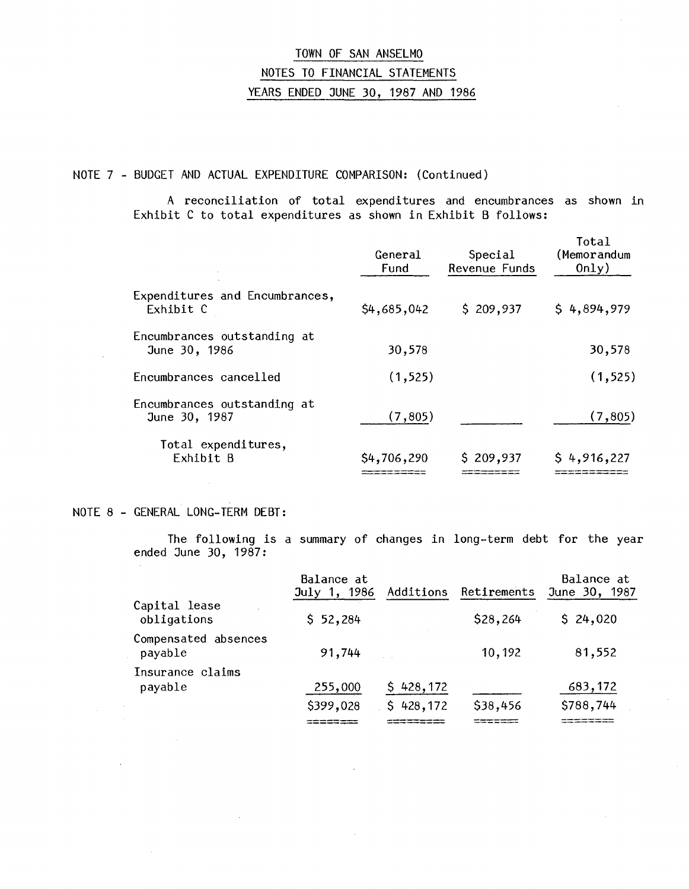# TOWN OF SAN ANSELMO

## NOTES TO FINANCIAL STATEMENTS

## YEARS ENDED JUNE 30, 1987 AND 1986

### NOTE 7 - BUDGET AND ACTUAL EXPENDITURE COMPARISON: (Continued)

A reconciliation of total expenditures and encumbrances as shown in Exhibit C to total expenditures as shown in Exhibit B follows:

| | General Fund | Special Revenue Funds | Total (Memorandum Only) |
|---|---|---|---|
| Expenditures and Encumbrances, Exhibit C | $4,685,042 | $ 209,937 | $ 4,894,979 |
| Encumbrances outstanding at June 30, 1986 | 30,578 | | 30,578 |
| Encumbrances cancelled | (1,525) | | (1,525) |
| Encumbrances outstanding at June 30, 1987 | (7,805) | | (7,805) |
| Total expenditures, Exhibit B | $4,706,290 | $ 209,937 | $ 4,916,227 |

### NOTE 8 - GENERAL LONG-TERM DEBT:

The following is a summary of changes in long-term debt for the year ended June 30, 1987:

| | Balance at July 1, 1986 | Additions | Retirements | Balance at June 30, 1987 |
|---|---|---|---|---|
| Capital lease obligations | $ 52,284 | | $28,264 | $ 24,020 |
| Compensated absences payable | 91,744 | | 10,192 | 81,552 |
| Insurance claims payable | 255,000 | $ 428,172 | | 683,172 |
| | $399,028 | $ 428,172 | $38,456 | $788,744 |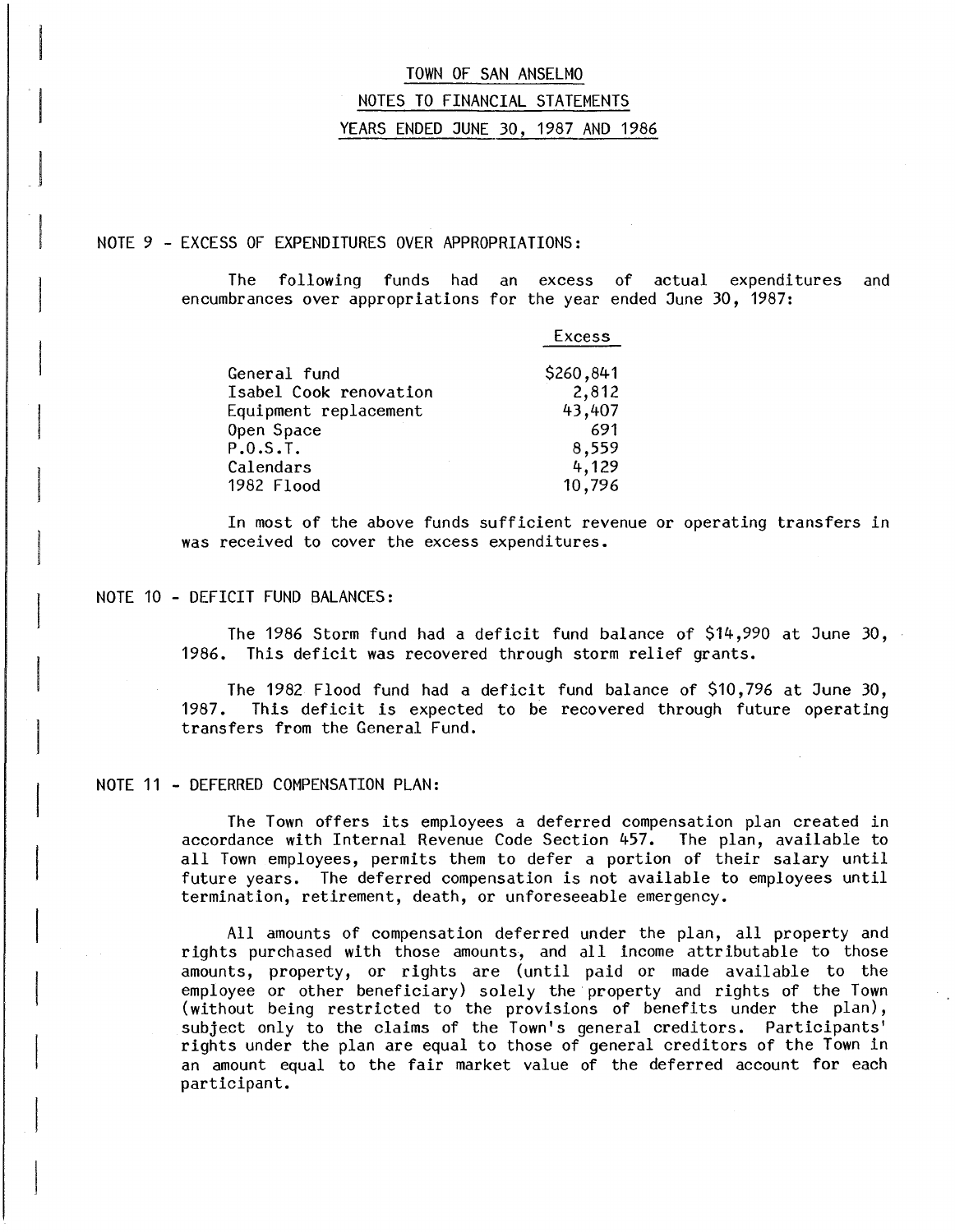# TOWN OF SAN ANSELMO

## NOTES TO FINANCIAL STATEMENTS

## YEARS ENDED JUNE 30, 1987 AND 1986

### NOTE 9 - EXCESS OF EXPENDITURES OVER APPROPRIATIONS:

The following funds had an excess of actual expenditures and encumbrances over appropriations for the year ended June 30, 1987:

| | Excess |
|---|---|
| General fund | $260,841 |
| Isabel Cook renovation | 2,812 |
| Equipment replacement | 43,407 |
| Open Space | 691 |
| P.O.S.T. | 8,559 |
| Calendars | 4,129 |
| 1982 Flood | 10,796 |

In most of the above funds sufficient revenue or operating transfers in was received to cover the excess expenditures.

### NOTE 10 - DEFICIT FUND BALANCES:

The 1986 Storm fund had a deficit fund balance of $14,990 at June 30, 1986. This deficit was recovered through storm relief grants.

The 1982 Flood fund had a deficit fund balance of $10,796 at June 30, 1987. This deficit is expected to be recovered through future operating transfers from the General Fund.

### NOTE 11 - DEFERRED COMPENSATION PLAN:

The Town offers its employees a deferred compensation plan created in accordance with Internal Revenue Code Section 457. The plan, available to all Town employees, permits them to defer a portion of their salary until future years. The deferred compensation is not available to employees until termination, retirement, death, or unforeseeable emergency.

All amounts of compensation deferred under the plan, all property and rights purchased with those amounts, and all income attributable to those amounts, property, or rights are (until paid or made available to the employee or other beneficiary) solely the property and rights of the Town (without being restricted to the provisions of benefits under the plan), subject only to the claims of the Town's general creditors. Participants' rights under the plan are equal to those of general creditors of the Town in an amount equal to the fair market value of the deferred account for each participant.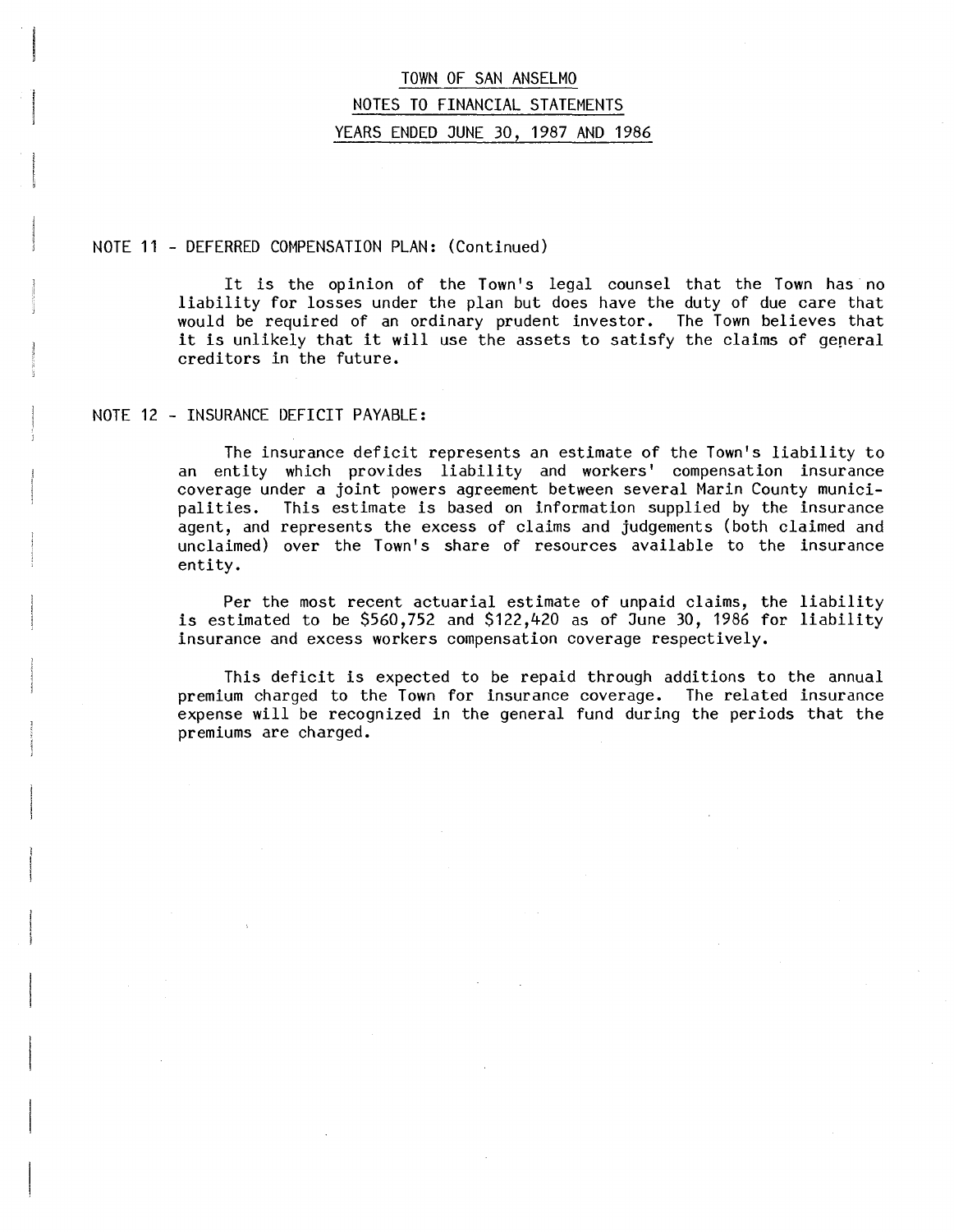# TOWN OF SAN ANSELMO

## NOTES TO FINANCIAL STATEMENTS

## YEARS ENDED JUNE 30, 1987 AND 1986

### NOTE 11 - DEFERRED COMPENSATION PLAN: (Continued)

It is the opinion of the Town's legal counsel that the Town has no liability for losses under the plan but does have the duty of due care that would be required of an ordinary prudent investor. The Town believes that it is unlikely that it will use the assets to satisfy the claims of general creditors in the future.

### NOTE 12 - INSURANCE DEFICIT PAYABLE:

The insurance deficit represents an estimate of the Town's liability to an entity which provides liability and workers' compensation insurance coverage under a joint powers agreement between several Marin County municipalities. This estimate is based on information supplied by the insurance agent, and represents the excess of claims and judgements (both claimed and unclaimed) over the Town's share of resources available to the insurance entity.

Per the most recent actuarial estimate of unpaid claims, the liability is estimated to be $560,752 and $122,420 as of June 30, 1986 for liability insurance and excess workers compensation coverage respectively.

This deficit is expected to be repaid through additions to the annual premium charged to the Town for insurance coverage. The related insurance expense will be recognized in the general fund during the periods that the premiums are charged.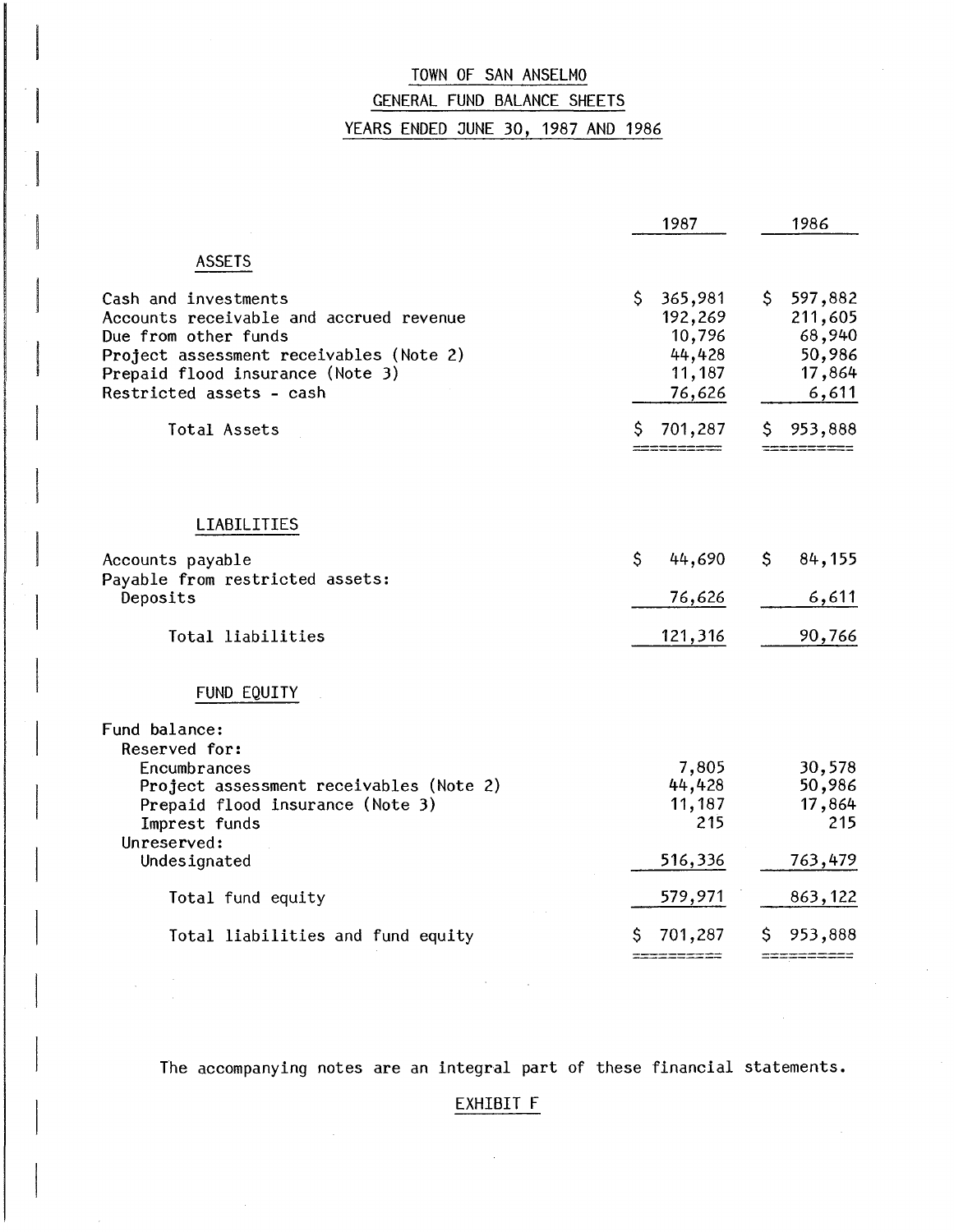# TOWN OF SAN ANSELMO

## GENERAL FUND BALANCE SHEETS

## YEARS ENDED JUNE 30, 1987 AND 1986

| | 1987 | 1986 |
|---|---|---|
| **ASSETS** | | |
| Cash and investments | $ 365,981 | $ 597,882 |
| Accounts receivable and accrued revenue | 192,269 | 211,605 |
| Due from other funds | 10,796 | 68,940 |
| Project assessment receivables (Note 2) | 44,428 | 50,986 |
| Prepaid flood insurance (Note 3) | 11,187 | 17,864 |
| Restricted assets - cash | 76,626 | 6,611 |
| Total Assets | $ 701,287 | $ 953,888 |
| **LIABILITIES** | | |
| Accounts payable | $ 44,690 | $ 84,155 |
| Payable from restricted assets: | | |
| Deposits | 76,626 | 6,611 |
| Total liabilities | 121,316 | 90,766 |
| **FUND EQUITY** | | |
| Fund balance: | | |
| Reserved for: | | |
| Encumbrances | 7,805 | 30,578 |
| Project assessment receivables (Note 2) | 44,428 | 50,986 |
| Prepaid flood insurance (Note 3) | 11,187 | 17,864 |
| Imprest funds | 215 | 215 |
| Unreserved: | | |
| Undesignated | 516,336 | 763,479 |
| Total fund equity | 579,971 | 863,122 |
| Total liabilities and fund equity | $ 701,287 | $ 953,888 |

The accompanying notes are an integral part of these financial statements.

EXHIBIT F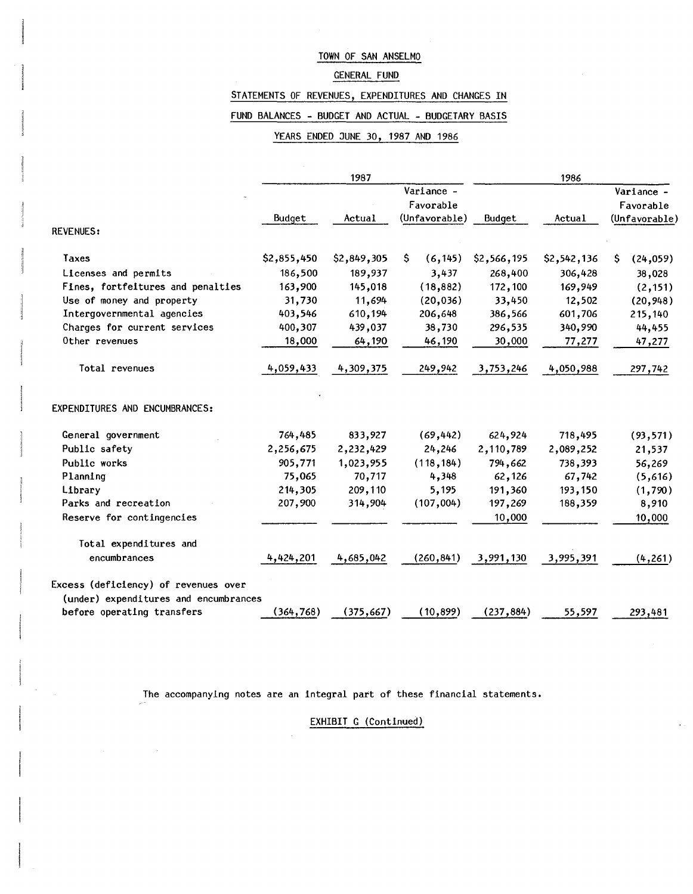# TOWN OF SAN ANSELMO

## GENERAL FUND

## STATEMENTS OF REVENUES, EXPENDITURES AND CHANGES IN FUND BALANCES - BUDGET AND ACTUAL - BUDGETARY BASIS

## YEARS ENDED JUNE 30, 1987 AND 1986

| | 1987 | | | 1986 | | |
|---|---|---|---|---|---|---|
| | Budget | Actual | Variance - Favorable (Unfavorable) | Budget | Actual | Variance - Favorable (Unfavorable) |
| REVENUES: | | | | | | |
| Taxes | $2,855,450 | $2,849,305 | $ (6,145) | $2,566,195 | $2,542,136 | $ (24,059) |
| Licenses and permits | 186,500 | 189,937 | 3,437 | 268,400 | 306,428 | 38,028 |
| Fines, fortfeitures and penalties | 163,900 | 145,018 | (18,882) | 172,100 | 169,949 | (2,151) |
| Use of money and property | 31,730 | 11,694 | (20,036) | 33,450 | 12,502 | (20,948) |
| Intergovernmental agencies | 403,546 | 610,194 | 206,648 | 386,566 | 601,706 | 215,140 |
| Charges for current services | 400,307 | 439,037 | 38,730 | 296,535 | 340,990 | 44,455 |
| Other revenues | 18,000 | 64,190 | 46,190 | 30,000 | 77,277 | 47,277 |
| Total revenues | 4,059,433 | 4,309,375 | 249,942 | 3,753,246 | 4,050,988 | 297,742 |
| EXPENDITURES AND ENCUMBRANCES: | | | | | | |
| General government | 764,485 | 833,927 | (69,442) | 624,924 | 718,495 | (93,571) |
| Public safety | 2,256,675 | 2,232,429 | 24,246 | 2,110,789 | 2,089,252 | 21,537 |
| Public works | 905,771 | 1,023,955 | (118,184) | 794,662 | 738,393 | 56,269 |
| Planning | 75,065 | 70,717 | 4,348 | 62,126 | 67,742 | (5,616) |
| Library | 214,305 | 209,110 | 5,195 | 191,360 | 193,150 | (1,790) |
| Parks and recreation | 207,900 | 314,904 | (107,004) | 197,269 | 188,359 | 8,910 |
| Reserve for contingencies | | | | 10,000 | | 10,000 |
| Total expenditures and encumbrances | 4,424,201 | 4,685,042 | (260,841) | 3,991,130 | 3,995,391 | (4,261) |
| Excess (deficiency) of revenues over (under) expenditures and encumbrances before operating transfers | (364,768) | (375,667) | (10,899) | (237,884) | 55,597 | 293,481 |

The accompanying notes are an integral part of these financial statements.

EXHIBIT G (Continued)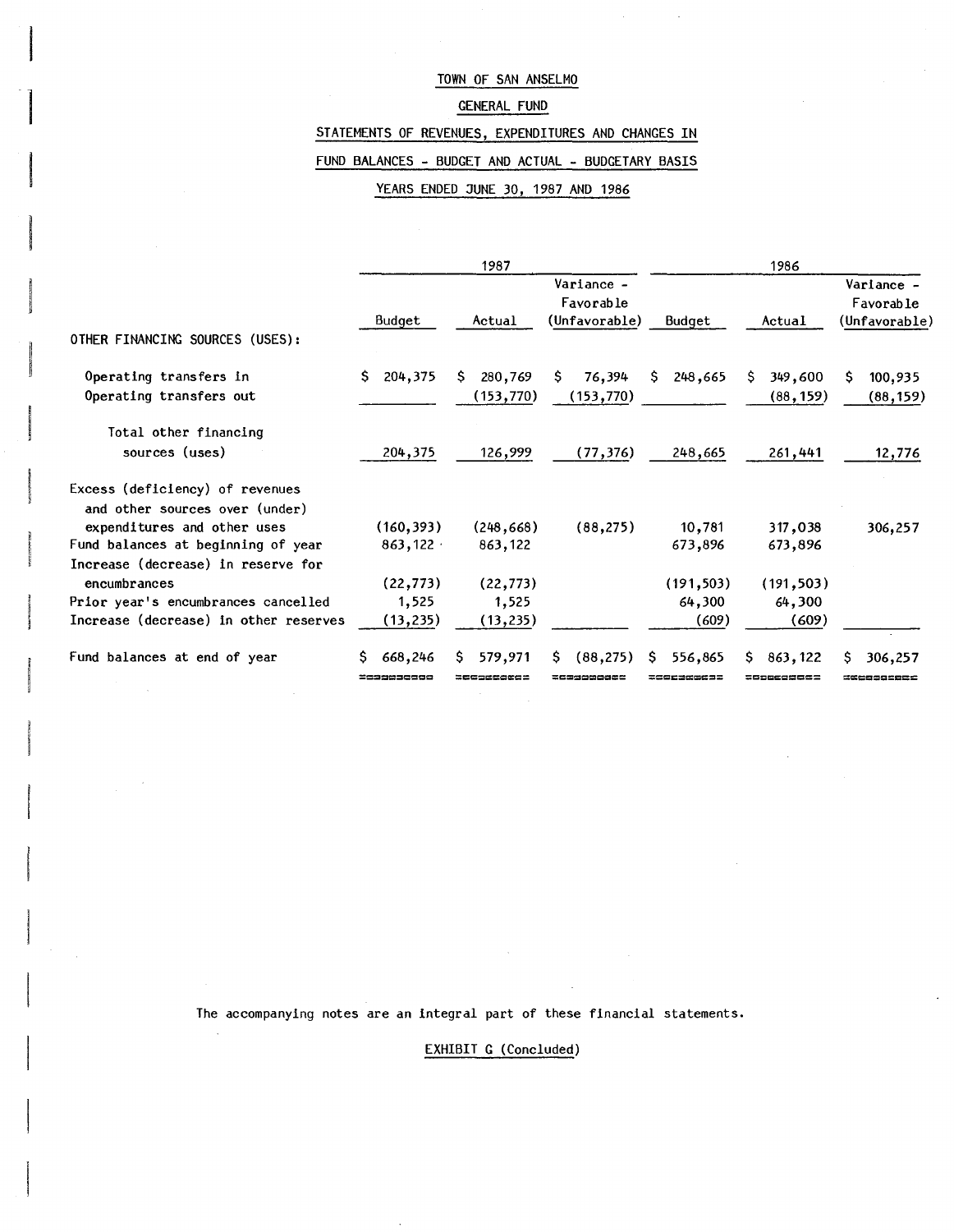TOWN OF SAN ANSELMO

GENERAL FUND

STATEMENTS OF REVENUES, EXPENDITURES AND CHANGES IN

FUND BALANCES - BUDGET AND ACTUAL - BUDGETARY BASIS

YEARS ENDED JUNE 30, 1987 AND 1986

| | 1987 | | | 1986 | | |
|---|---|---|---|---|---|---|
| | Budget | Actual | Variance - Favorable (Unfavorable) | Budget | Actual | Variance - Favorable (Unfavorable) |
| OTHER FINANCING SOURCES (USES): | | | | | | |
| Operating transfers in | $ 204,375 | $ 280,769 | $ 76,394 | $ 248,665 | $ 349,600 | $ 100,935 |
| Operating transfers out | | (153,770) | (153,770) | | (88,159) | (88,159) |
| Total other financing sources (uses) | 204,375 | 126,999 | (77,376) | 248,665 | 261,441 | 12,776 |
| Excess (deficiency) of revenues and other sources over (under) expenditures and other uses | (160,393) | (248,668) | (88,275) | 10,781 | 317,038 | 306,257 |
| Fund balances at beginning of year | 863,122 | 863,122 | | 673,896 | 673,896 | |
| Increase (decrease) in reserve for encumbrances | (22,773) | (22,773) | | (191,503) | (191,503) | |
| Prior year's encumbrances cancelled | 1,525 | 1,525 | | 64,300 | 64,300 | |
| Increase (decrease) in other reserves | (13,235) | (13,235) | | (609) | (609) | |
| Fund balances at end of year | $ 668,246 | $ 579,971 | $ (88,275) | $ 556,865 | $ 863,122 | $ 306,257 |

The accompanying notes are an integral part of these financial statements.

EXHIBIT G (Concluded)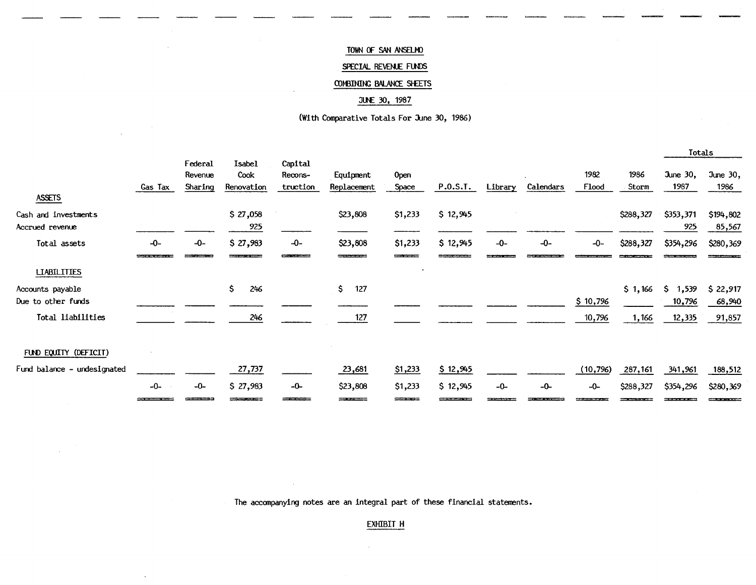# TOWN OF SAN ANSELMO

## SPECIAL REVENUE FUNDS

## COMBINING BALANCE SHEETS

## JUNE 30, 1987

(With Comparative Totals For June 30, 1986)

| | Gas Tax | Federal Revenue Sharing | Isabel Cook Renovation | Capital Recons-truction | Equipment Replacement | Open Space | P.O.S.T. | Library | Calendars | 1982 Flood | 1986 Storm | Totals June 30, 1987 | Totals June 30, 1986 |
|---|---|---|---|---|---|---|---|---|---|---|---|---|---|
| **ASSETS** | | | | | | | | | | | | | |
| Cash and investments | | | $ 27,058 | | $23,808 | $1,233 | $ 12,945 | | | | $288,327 | $353,371 | $194,802 |
| Accrued revenue | | | 925 | | | | | | | | | 925 | 85,567 |
| Total assets | -0- | -0- | $ 27,983 | -0- | $23,808 | $1,233 | $ 12,945 | -0- | -0- | -0- | $288,327 | $354,296 | $280,369 |
| **LIABILITIES** | | | | | | | | | | | | | |
| Accounts payable | | | $ 246 | | $ 127 | | | | | | $ 1,166 | $ 1,539 | $ 22,917 |
| Due to other funds | | | | | | | | | | $ 10,796 | | 10,796 | 68,940 |
| Total liabilities | | | 246 | | 127 | | | | | 10,796 | 1,166 | 12,335 | 91,857 |
| **FUND EQUITY (DEFICIT)** | | | | | | | | | | | | | |
| Fund balance - undesignated | | | 27,737 | | 23,681 | $1,233 | $ 12,945 | | | (10,796) | 287,161 | 341,961 | 188,512 |
| | -0- | -0- | $ 27,983 | -0- | $23,808 | $1,233 | $ 12,945 | -0- | -0- | -0- | $288,327 | $354,296 | $280,369 |

The accompanying notes are an integral part of these financial statements.

EXHIBIT H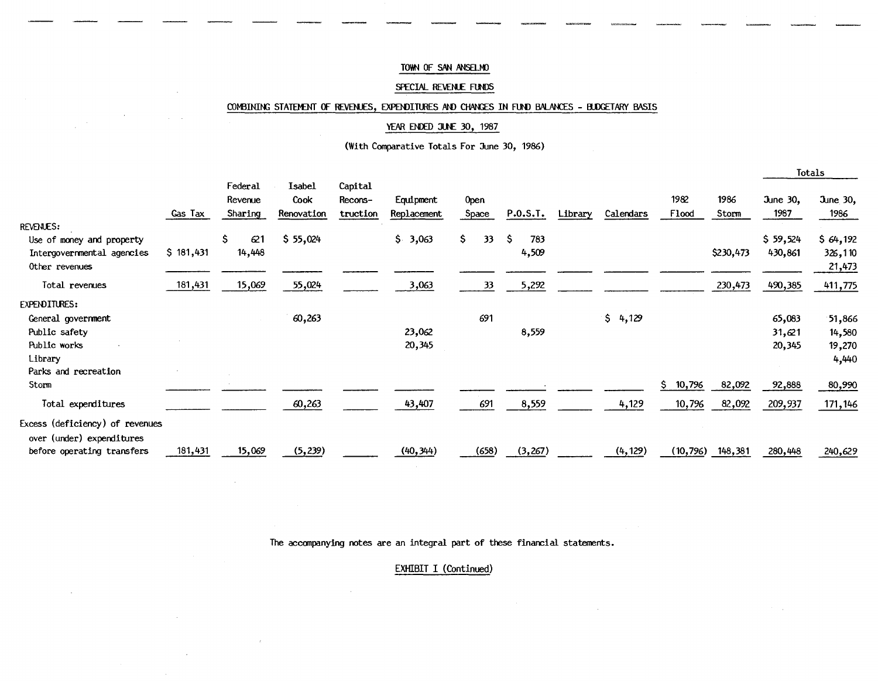TOWN OF SAN ANSELMO

SPECIAL REVENUE FUNDS

COMBINING STATEMENT OF REVENUES, EXPENDITURES AND CHANGES IN FUND BALANCES - BUDGETARY BASIS

YEAR ENDED JUNE 30, 1987

(With Comparative Totals For June 30, 1986)

| | Gas Tax | Federal Revenue Sharing | Isabel Cook Renovation | Capital Recons-truction | Equipment Replacement | Open Space | P.O.S.T. | Library | Calendars | 1982 Flood | 1986 Storm | Totals June 30, 1987 | Totals June 30, 1986 |
|---|---|---|---|---|---|---|---|---|---|---|---|---|---|
| REVENUES: | | | | | | | | | | | | | |
| Use of money and property | | $ 621 | $ 55,024 | | $ 3,063 | $ 33 | $ 783 | | | | | $ 59,524 | $ 64,192 |
| Intergovernmental agencies | $ 181,431 | 14,448 | | | | | 4,509 | | | | $230,473 | 430,861 | 326,110 |
| Other revenues | | | | | | | | | | | | | 21,473 |
| Total revenues | 181,431 | 15,069 | 55,024 | | 3,063 | 33 | 5,292 | | | | 230,473 | 490,385 | 411,775 |
| EXPENDITURES: | | | | | | | | | | | | | |
| General government | | | 60,263 | | | 691 | | | $ 4,129 | | | 65,083 | 51,866 |
| Public safety | | | | | 23,062 | | 8,559 | | | | | 31,621 | 14,580 |
| Public works | | | | | 20,345 | | | | | | | 20,345 | 19,270 |
| Library | | | | | | | | | | | | | 4,440 |
| Parks and recreation | | | | | | | | | | | | | |
| Storm | | | | | | | | | | $ 10,796 | 82,092 | 92,888 | 80,990 |
| Total expenditures | | | 60,263 | | 43,407 | 691 | 8,559 | | 4,129 | 10,796 | 82,092 | 209,937 | 171,146 |
| Excess (deficiency) of revenues over (under) expenditures before operating transfers | 181,431 | 15,069 | (5,239) | | (40,344) | (658) | (3,267) | | (4,129) | (10,796) | 148,381 | 280,448 | 240,629 |

The accompanying notes are an integral part of these financial statements.

EXHIBIT I (Continued)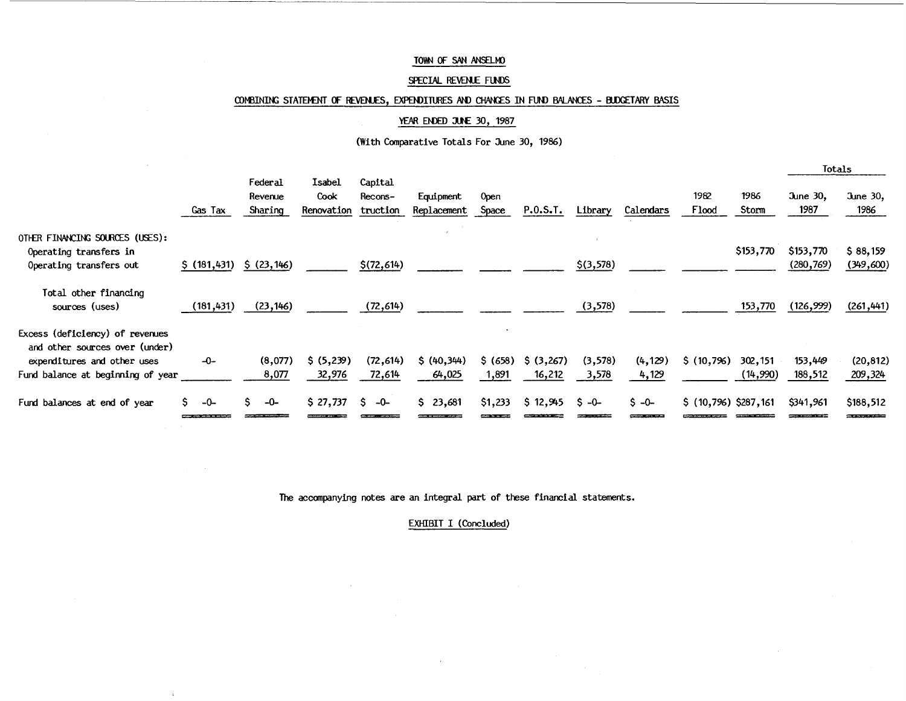# TOWN OF SAN ANSELMO

## SPECIAL REVENUE FUNDS

## COMBINING STATEMENT OF REVENUES, EXPENDITURES AND CHANGES IN FUND BALANCES - BUDGETARY BASIS

## YEAR ENDED JUNE 30, 1987

(With Comparative Totals For June 30, 1986)

| | Gas Tax | Federal Revenue Sharing | Isabel Cook Renovation | Capital Recons-truction | Equipment Replacement | Open Space | P.O.S.T. | Library | Calendars | 1982 Flood | 1986 Storm | Totals June 30, 1987 | Totals June 30, 1986 |
|---|---|---|---|---|---|---|---|---|---|---|---|---|---|
| OTHER FINANCING SOURCES (USES): | | | | | | | | | | | | | |
| Operating transfers in | | | | | | | | | | | $153,770 | $153,770 | $ 88,159 |
| Operating transfers out | $ (181,431) | $ (23,146) | | $(72,614) | | | | $(3,578) | | | | (280,769) | (349,600) |
| Total other financing sources (uses) | (181,431) | (23,146) | | (72,614) | | | | (3,578) | | | 153,770 | (126,999) | (261,441) |
| Excess (deficiency) of revenues and other sources over (under) expenditures and other uses | -0- | (8,077) | $ (5,239) | (72,614) | $ (40,344) | $ (658) | $ (3,267) | (3,578) | (4,129) | $ (10,796) | 302,151 | 153,449 | (20,812) |
| Fund balance at beginning of year | | 8,077 | 32,976 | 72,614 | 64,025 | 1,891 | 16,212 | 3,578 | 4,129 | | (14,990) | 188,512 | 209,324 |
| Fund balances at end of year | $ -0- | $ -0- | $ 27,737 | $ -0- | $ 23,681 | $1,233 | $ 12,945 | $ -0- | $ -0- | $ (10,796) | $287,161 | $341,961 | $188,512 |

The accompanying notes are an integral part of these financial statements.

EXHIBIT I (Concluded)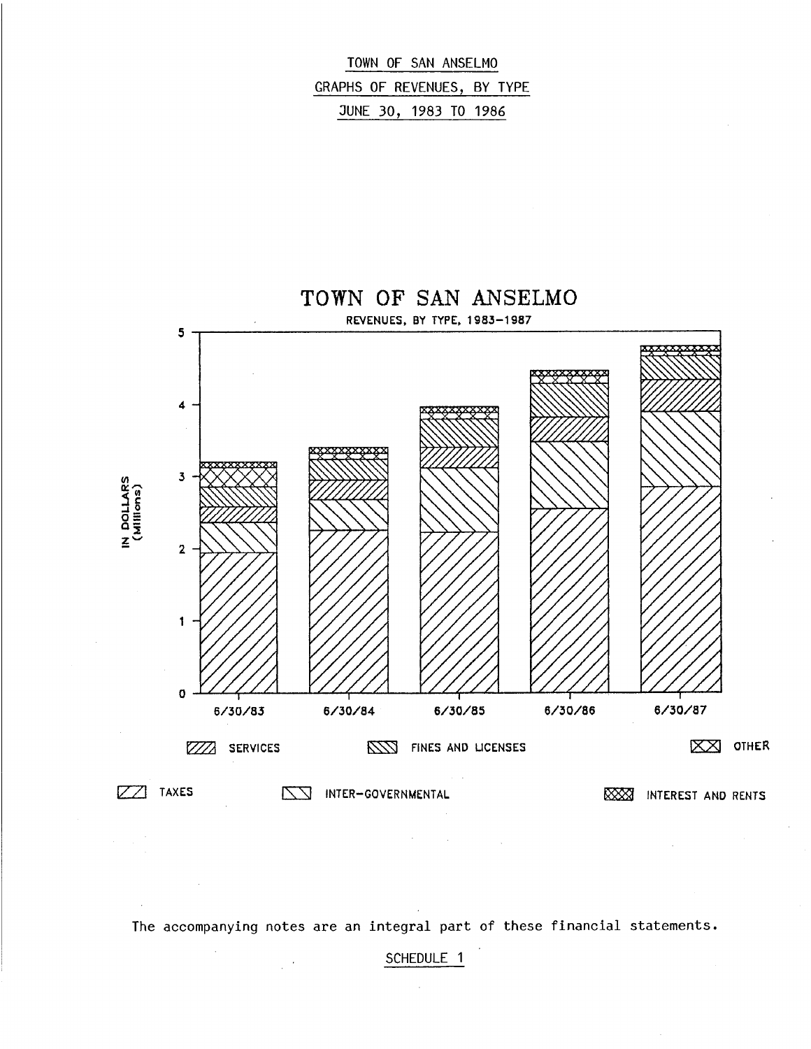TOWN OF SAN ANSELMO

GRAPHS OF REVENUES, BY TYPE

JUNE 30, 1983 TO 1986

TOWN OF SAN ANSELMO

REVENUES, BY TYPE, 1983–1987

IN DOLLARS (Millions)

5
4
3
2
1
0

6/30/83 6/30/84 6/30/85 6/30/86 6/30/87

SERVICES — FINES AND LICENSES — OTHER

TAXES — INTER-GOVERNMENTAL — INTEREST AND RENTS

The accompanying notes are an integral part of these financial statements.

SCHEDULE 1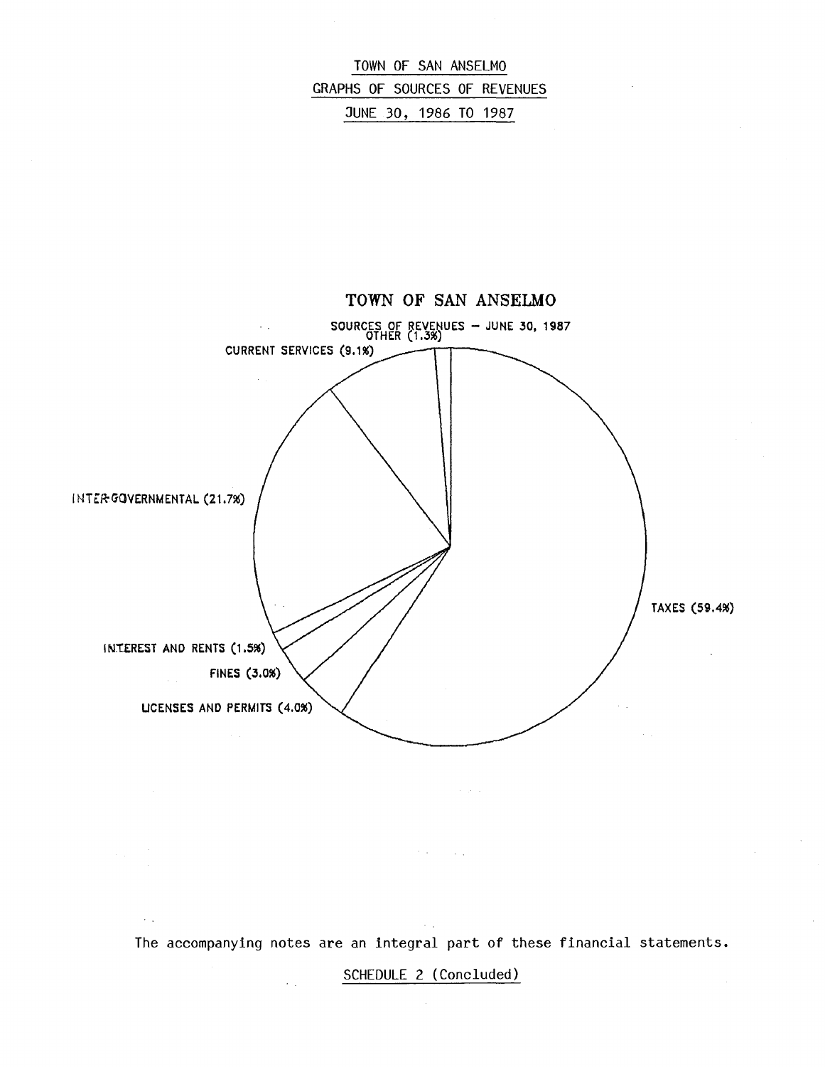TOWN OF SAN ANSELMO

GRAPHS OF SOURCES OF REVENUES

JUNE 30, 1986 TO 1987

TOWN OF SAN ANSELMO

SOURCES OF REVENUES – JUNE 30, 1987

OTHER (1.3%)

CURRENT SERVICES (9.1%)

INTER-GOVERNMENTAL (21.7%)

TAXES (59.4%)

INTEREST AND RENTS (1.5%)

FINES (3.0%)

LICENSES AND PERMITS (4.0%)

The accompanying notes are an integral part of these financial statements.

SCHEDULE 2 (Concluded)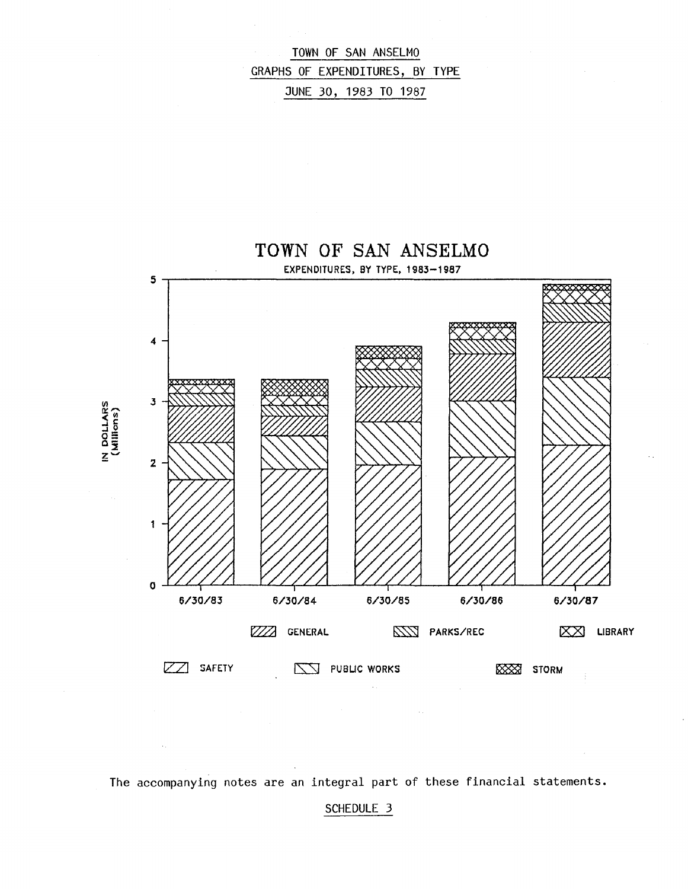# TOWN OF SAN ANSELMO
## GRAPHS OF EXPENDITURES, BY TYPE
## JUNE 30, 1983 TO 1987

TOWN OF SAN ANSELMO

EXPENDITURES, BY TYPE, 1983–1987

IN DOLLARS (Millions)

6/30/83 6/30/84 6/30/85 6/30/86 6/30/87

GENERAL PARKS/REC LIBRARY

SAFETY PUBLIC WORKS STORM

The accompanying notes are an integral part of these financial statements.

SCHEDULE 3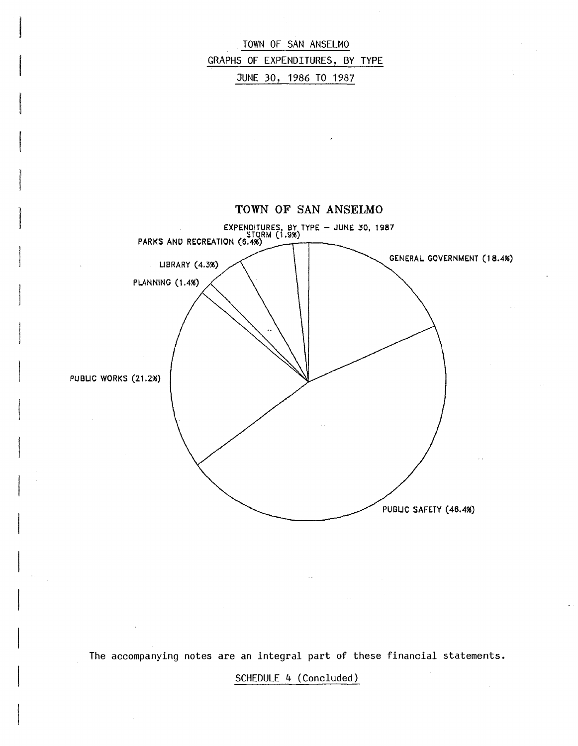TOWN OF SAN ANSELMO

GRAPHS OF EXPENDITURES, BY TYPE

JUNE 30, 1986 TO 1987

TOWN OF SAN ANSELMO

EXPENDITURES, BY TYPE – JUNE 30, 1987

STORM (1.9%)

PARKS AND RECREATION (6.4%)

LIBRARY (4.3%)

PLANNING (1.4%)

GENERAL GOVERNMENT (18.4%)

PUBLIC WORKS (21.2%)

PUBLIC SAFETY (46.4%)

The accompanying notes are an integral part of these financial statements.

SCHEDULE 4 (Concluded)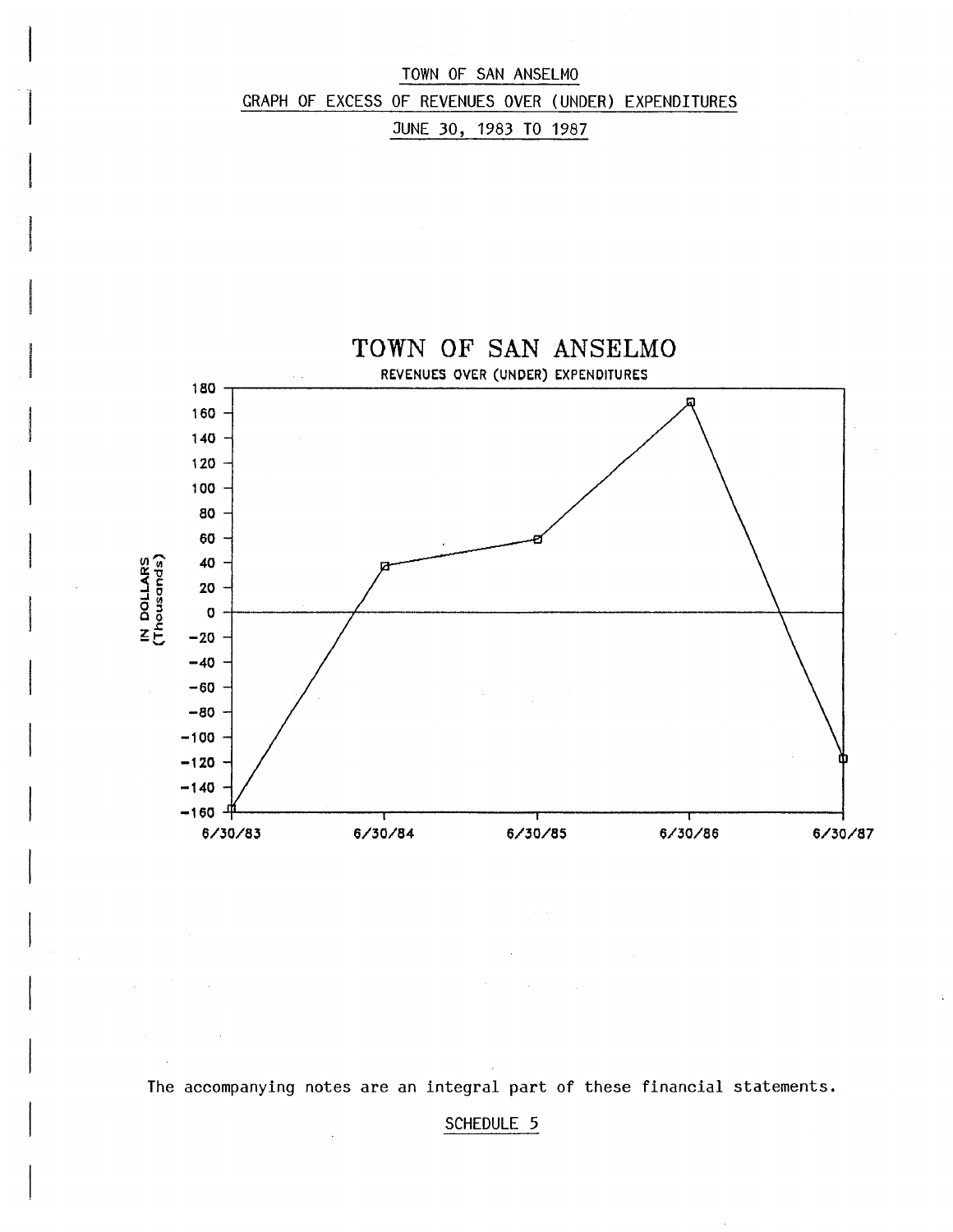# TOWN OF SAN ANSELMO

## GRAPH OF EXCESS OF REVENUES OVER (UNDER) EXPENDITURES

### JUNE 30, 1983 TO 1987

TOWN OF SAN ANSELMO

REVENUES OVER (UNDER) EXPENDITURES

IN DOLLARS (Thousands)

180, 160, 140, 120, 100, 80, 60, 40, 20, 0, -20, -40, -60, -80, -100, -120, -140, -160

6/30/83 6/30/84 6/30/85 6/30/86 6/30/87

The accompanying notes are an integral part of these financial statements.

SCHEDULE 5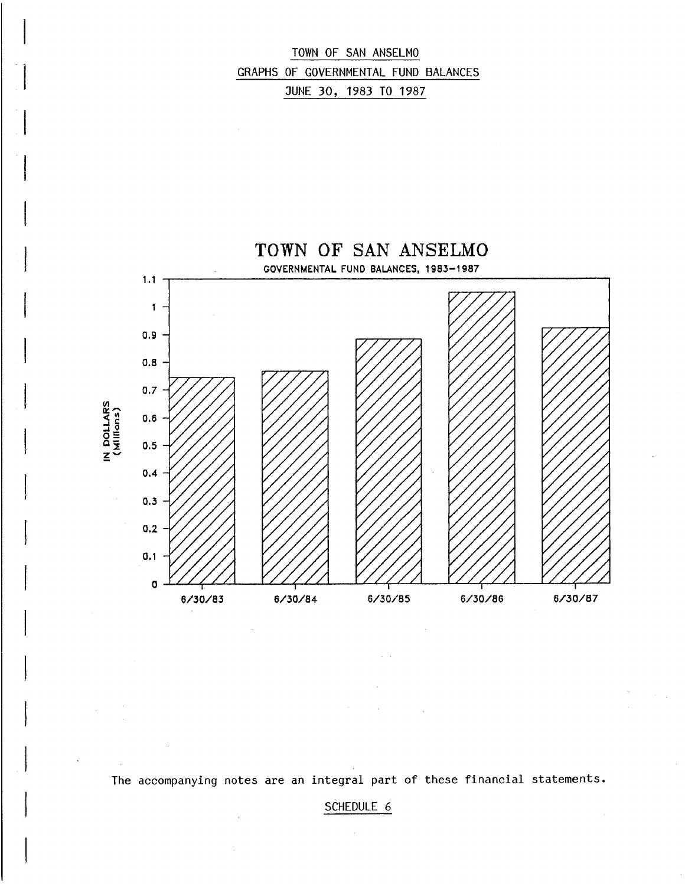TOWN OF SAN ANSELMO

GRAPHS OF GOVERNMENTAL FUND BALANCES

JUNE 30, 1983 TO 1987

TOWN OF SAN ANSELMO

GOVERNMENTAL FUND BALANCES, 1983-1987

IN DOLLARS (Millions)

1.1
1
0.9
0.8
0.7
0.6
0.5
0.4
0.3
0.2
0.1
0

6/30/83
6/30/84
6/30/85
6/30/86
6/30/87

The accompanying notes are an integral part of these financial statements.

SCHEDULE 6